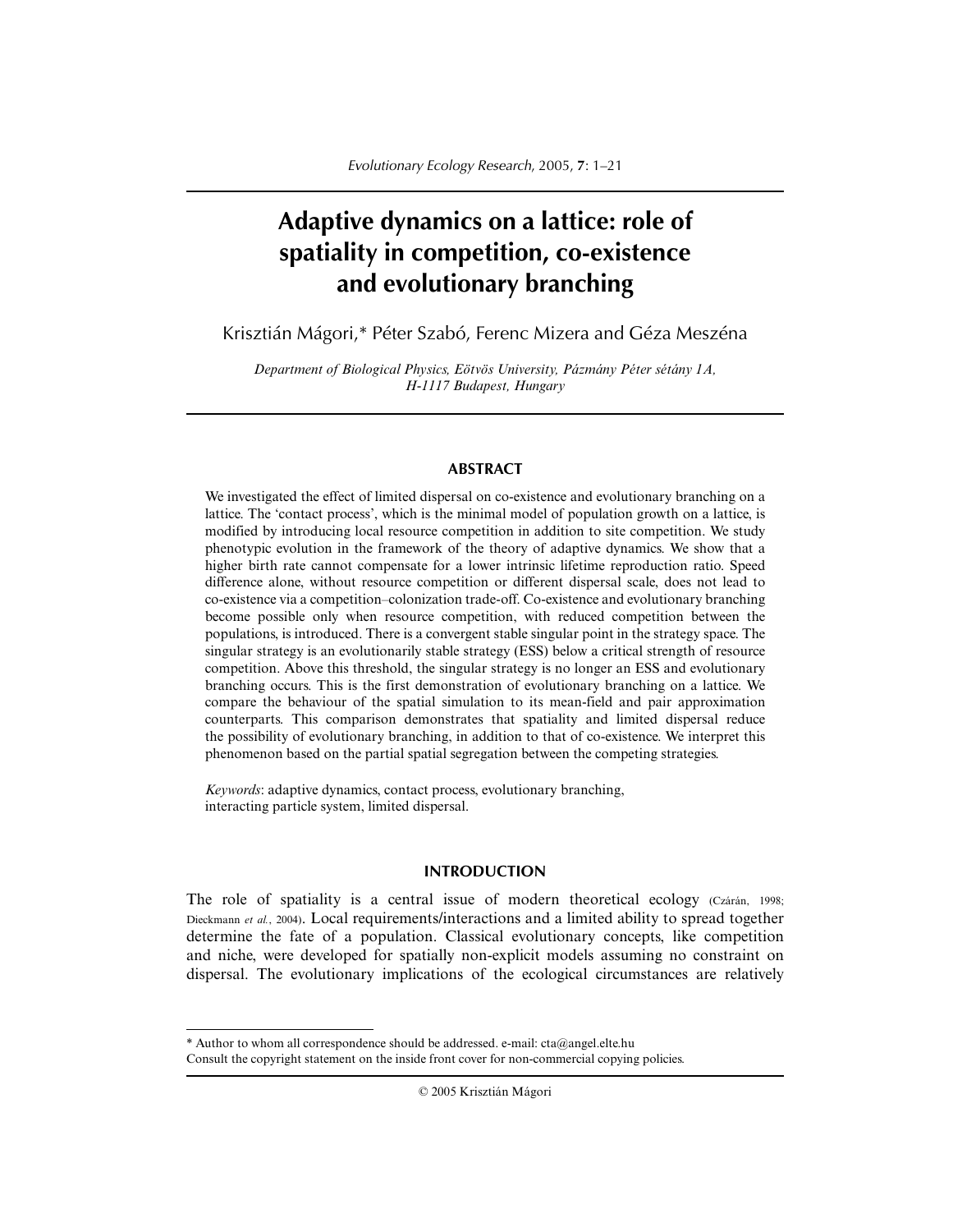# Adaptive dynamics on a lattice: role of spatiality in competition, co-existence and evolutionary branching

Krisztián Mágori,* Péter Szabó, Ferenc Mizera and Géza Meszéna

*Department of Biological Physics, Eötvös University, Pázmány Péter sétány 1A, H-1117 Budapest, Hungary*

## ABSTRACT

We investigated the effect of limited dispersal on co-existence and evolutionary branching on a lattice. The 'contact process', which is the minimal model of population growth on a lattice, is modified by introducing local resource competition in addition to site competition. We study phenotypic evolution in the framework of the theory of adaptive dynamics. We show that a higher birth rate cannot compensate for a lower intrinsic lifetime reproduction ratio. Speed difference alone, without resource competition or different dispersal scale, does not lead to co-existence via a competition–colonization trade-off. Co-existence and evolutionary branching become possible only when resource competition, with reduced competition between the populations, is introduced. There is a convergent stable singular point in the strategy space. The singular strategy is an evolutionarily stable strategy (ESS) below a critical strength of resource competition. Above this threshold, the singular strategy is no longer an ESS and evolutionary branching occurs. This is the first demonstration of evolutionary branching on a lattice. We compare the behaviour of the spatial simulation to its mean-field and pair approximation counterparts. This comparison demonstrates that spatiality and limited dispersal reduce the possibility of evolutionary branching, in addition to that of co-existence. We interpret this phenomenon based on the partial spatial segregation between the competing strategies.

*Keywords*: adaptive dynamics, contact process, evolutionary branching, interacting particle system, limited dispersal.

## INTRODUCTION

The role of spatiality is a central issue of modern theoretical ecology (Czárán, 1998; Dieckmann *et al.*, 2004). Local requirements/interactions and a limited ability to spread together determine the fate of a population. Classical evolutionary concepts, like competition and niche, were developed for spatially non-explicit models assuming no constraint on dispersal. The evolutionary implications of the ecological circumstances are relatively

* Author to whom all correspondence should be addressed. e-mail: cta@angel.elte.hu
Consult the copyright statement on the inside front cover for non-commercial copying policies.

© 2005 Krisztián Mágori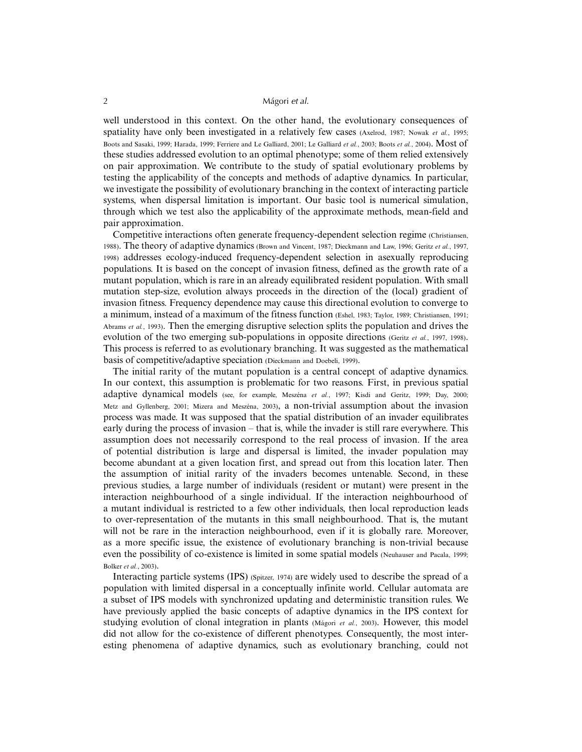well understood in this context. On the other hand, the evolutionary consequences of spatiality have only been investigated in a relatively few cases (Axelrod, 1987; Nowak *et al.*, 1995; Boots and Sasaki, 1999; Harada, 1999; Ferriere and Le Galliard, 2001; Le Galliard *et al.*, 2003; Boots *et al.*, 2004). Most of these studies addressed evolution to an optimal phenotype; some of them relied extensively on pair approximation. We contribute to the study of spatial evolutionary problems by testing the applicability of the concepts and methods of adaptive dynamics. In particular, we investigate the possibility of evolutionary branching in the context of interacting particle systems, when dispersal limitation is important. Our basic tool is numerical simulation, through which we test also the applicability of the approximate methods, mean-field and pair approximation.

Competitive interactions often generate frequency-dependent selection regime (Christiansen, 1988). The theory of adaptive dynamics (Brown and Vincent, 1987; Dieckmann and Law, 1996; Geritz *et al.*, 1997, 1998) addresses ecology-induced frequency-dependent selection in asexually reproducing populations. It is based on the concept of invasion fitness, defined as the growth rate of a mutant population, which is rare in an already equilibrated resident population. With small mutation step-size, evolution always proceeds in the direction of the (local) gradient of invasion fitness. Frequency dependence may cause this directional evolution to converge to a minimum, instead of a maximum of the fitness function (Eshel, 1983; Taylor, 1989; Christiansen, 1991; Abrams *et al.*, 1993). Then the emerging disruptive selection splits the population and drives the evolution of the two emerging sub-populations in opposite directions (Geritz *et al.*, 1997, 1998). This process is referred to as evolutionary branching. It was suggested as the mathematical basis of competitive/adaptive speciation (Dieckmann and Doebeli, 1999).

The initial rarity of the mutant population is a central concept of adaptive dynamics. In our context, this assumption is problematic for two reasons. First, in previous spatial adaptive dynamical models (see, for example, Meszéna *et al.*, 1997; Kisdi and Geritz, 1999; Day, 2000; Metz and Gyllenberg, 2001; Mizera and Meszéna, 2003), a non-trivial assumption about the invasion process was made. It was supposed that the spatial distribution of an invader equilibrates early during the process of invasion – that is, while the invader is still rare everywhere. This assumption does not necessarily correspond to the real process of invasion. If the area of potential distribution is large and dispersal is limited, the invader population may become abundant at a given location first, and spread out from this location later. Then the assumption of initial rarity of the invaders becomes untenable. Second, in these previous studies, a large number of individuals (resident or mutant) were present in the interaction neighbourhood of a single individual. If the interaction neighbourhood of a mutant individual is restricted to a few other individuals, then local reproduction leads to over-representation of the mutants in this small neighbourhood. That is, the mutant will not be rare in the interaction neighbourhood, even if it is globally rare. Moreover, as a more specific issue, the existence of evolutionary branching is non-trivial because even the possibility of co-existence is limited in some spatial models (Neuhauser and Pacala, 1999; Bolker *et al.*, 2003).

Interacting particle systems (IPS) (Spitzer, 1974) are widely used to describe the spread of a population with limited dispersal in a conceptually infinite world. Cellular automata are a subset of IPS models with synchronized updating and deterministic transition rules. We have previously applied the basic concepts of adaptive dynamics in the IPS context for studying evolution of clonal integration in plants (Mágori *et al.*, 2003). However, this model did not allow for the co-existence of different phenotypes. Consequently, the most interesting phenomena of adaptive dynamics, such as evolutionary branching, could not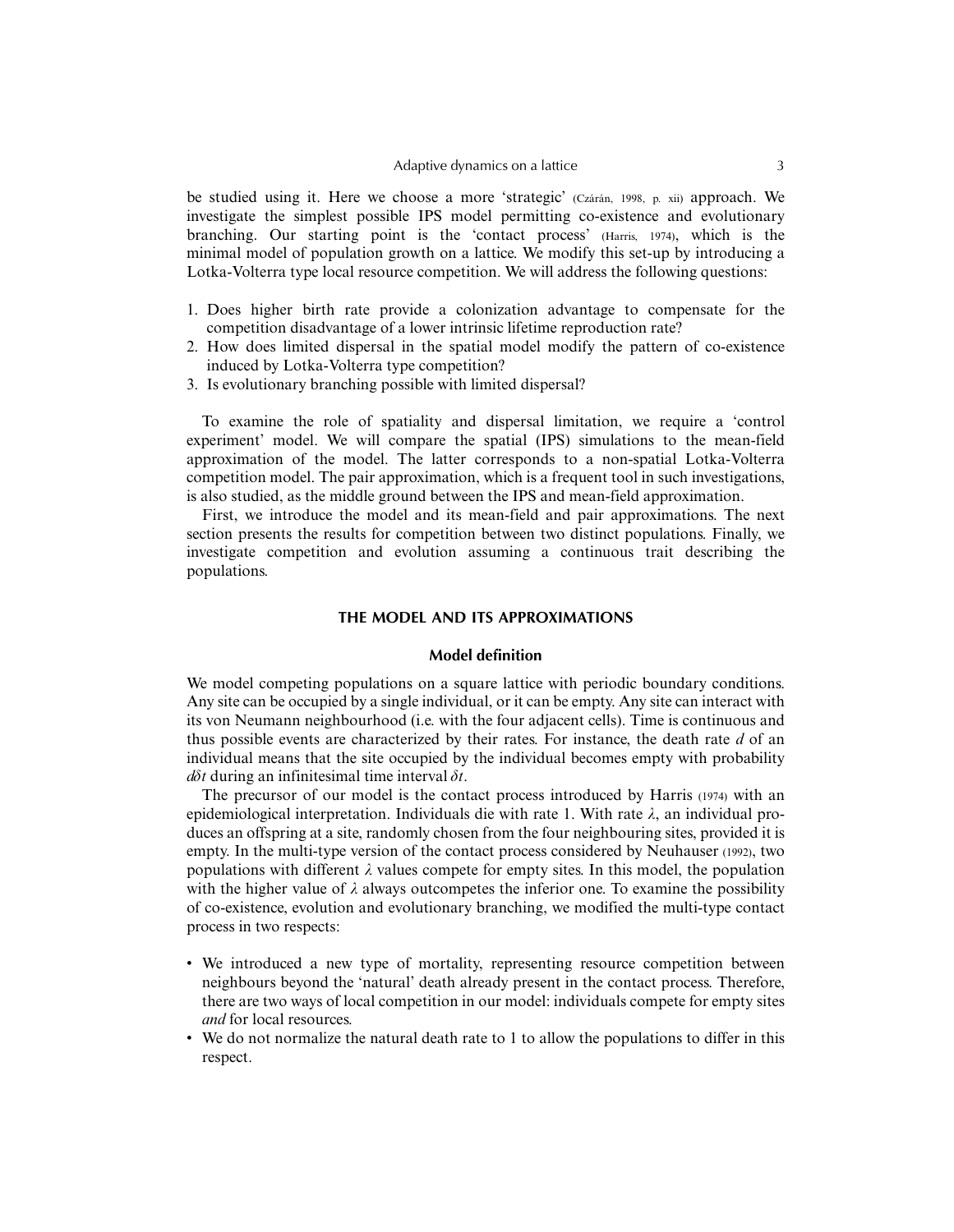be studied using it. Here we choose a more 'strategic' (Czárán, 1998, p. xii) approach. We investigate the simplest possible IPS model permitting co-existence and evolutionary branching. Our starting point is the 'contact process' (Harris, 1974), which is the minimal model of population growth on a lattice. We modify this set-up by introducing a Lotka-Volterra type local resource competition. We will address the following questions:

1. Does higher birth rate provide a colonization advantage to compensate for the competition disadvantage of a lower intrinsic lifetime reproduction rate?
2. How does limited dispersal in the spatial model modify the pattern of co-existence induced by Lotka-Volterra type competition?
3. Is evolutionary branching possible with limited dispersal?

To examine the role of spatiality and dispersal limitation, we require a 'control experiment' model. We will compare the spatial (IPS) simulations to the mean-field approximation of the model. The latter corresponds to a non-spatial Lotka-Volterra competition model. The pair approximation, which is a frequent tool in such investigations, is also studied, as the middle ground between the IPS and mean-field approximation.

First, we introduce the model and its mean-field and pair approximations. The next section presents the results for competition between two distinct populations. Finally, we investigate competition and evolution assuming a continuous trait describing the populations.

## THE MODEL AND ITS APPROXIMATIONS

### Model definition

We model competing populations on a square lattice with periodic boundary conditions. Any site can be occupied by a single individual, or it can be empty. Any site can interact with its von Neumann neighbourhood (i.e. with the four adjacent cells). Time is continuous and thus possible events are characterized by their rates. For instance, the death rate $d$ of an individual means that the site occupied by the individual becomes empty with probability $d\delta t$ during an infinitesimal time interval $\delta t$.

The precursor of our model is the contact process introduced by Harris (1974) with an epidemiological interpretation. Individuals die with rate 1. With rate $\lambda$, an individual produces an offspring at a site, randomly chosen from the four neighbouring sites, provided it is empty. In the multi-type version of the contact process considered by Neuhauser (1992), two populations with different $\lambda$ values compete for empty sites. In this model, the population with the higher value of $\lambda$ always outcompetes the inferior one. To examine the possibility of co-existence, evolution and evolutionary branching, we modified the multi-type contact process in two respects:

- We introduced a new type of mortality, representing resource competition between neighbours beyond the 'natural' death already present in the contact process. Therefore, there are two ways of local competition in our model: individuals compete for empty sites *and* for local resources.
- We do not normalize the natural death rate to 1 to allow the populations to differ in this respect.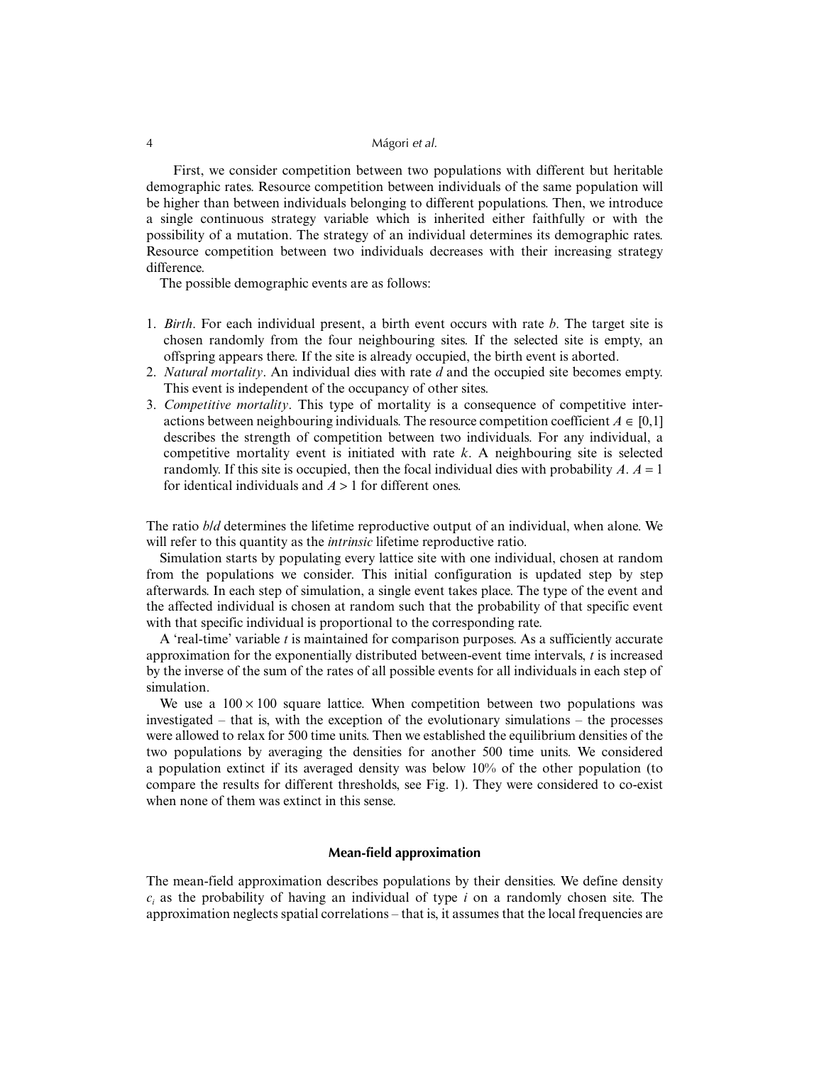First, we consider competition between two populations with different but heritable demographic rates. Resource competition between individuals of the same population will be higher than between individuals belonging to different populations. Then, we introduce a single continuous strategy variable which is inherited either faithfully or with the possibility of a mutation. The strategy of an individual determines its demographic rates. Resource competition between two individuals decreases with their increasing strategy difference.

The possible demographic events are as follows:

1. *Birth*. For each individual present, a birth event occurs with rate $b$. The target site is chosen randomly from the four neighbouring sites. If the selected site is empty, an offspring appears there. If the site is already occupied, the birth event is aborted.
2. *Natural mortality*. An individual dies with rate $d$ and the occupied site becomes empty. This event is independent of the occupancy of other sites.
3. *Competitive mortality*. This type of mortality is a consequence of competitive interactions between neighbouring individuals. The resource competition coefficient $A \in [0,1]$ describes the strength of competition between two individuals. For any individual, a competitive mortality event is initiated with rate $k$. A neighbouring site is selected randomly. If this site is occupied, then the focal individual dies with probability $A$. $A = 1$ for identical individuals and $A > 1$ for different ones.

The ratio $b/d$ determines the lifetime reproductive output of an individual, when alone. We will refer to this quantity as the *intrinsic* lifetime reproductive ratio.

Simulation starts by populating every lattice site with one individual, chosen at random from the populations we consider. This initial configuration is updated step by step afterwards. In each step of simulation, a single event takes place. The type of the event and the affected individual is chosen at random such that the probability of that specific event with that specific individual is proportional to the corresponding rate.

A 'real-time' variable $t$ is maintained for comparison purposes. As a sufficiently accurate approximation for the exponentially distributed between-event time intervals, $t$ is increased by the inverse of the sum of the rates of all possible events for all individuals in each step of simulation.

We use a $100 \times 100$ square lattice. When competition between two populations was investigated – that is, with the exception of the evolutionary simulations – the processes were allowed to relax for 500 time units. Then we established the equilibrium densities of the two populations by averaging the densities for another 500 time units. We considered a population extinct if its averaged density was below 10% of the other population (to compare the results for different thresholds, see Fig. 1). They were considered to co-exist when none of them was extinct in this sense.

## Mean-field approximation

The mean-field approximation describes populations by their densities. We define density $c_i$ as the probability of having an individual of type $i$ on a randomly chosen site. The approximation neglects spatial correlations – that is, it assumes that the local frequencies are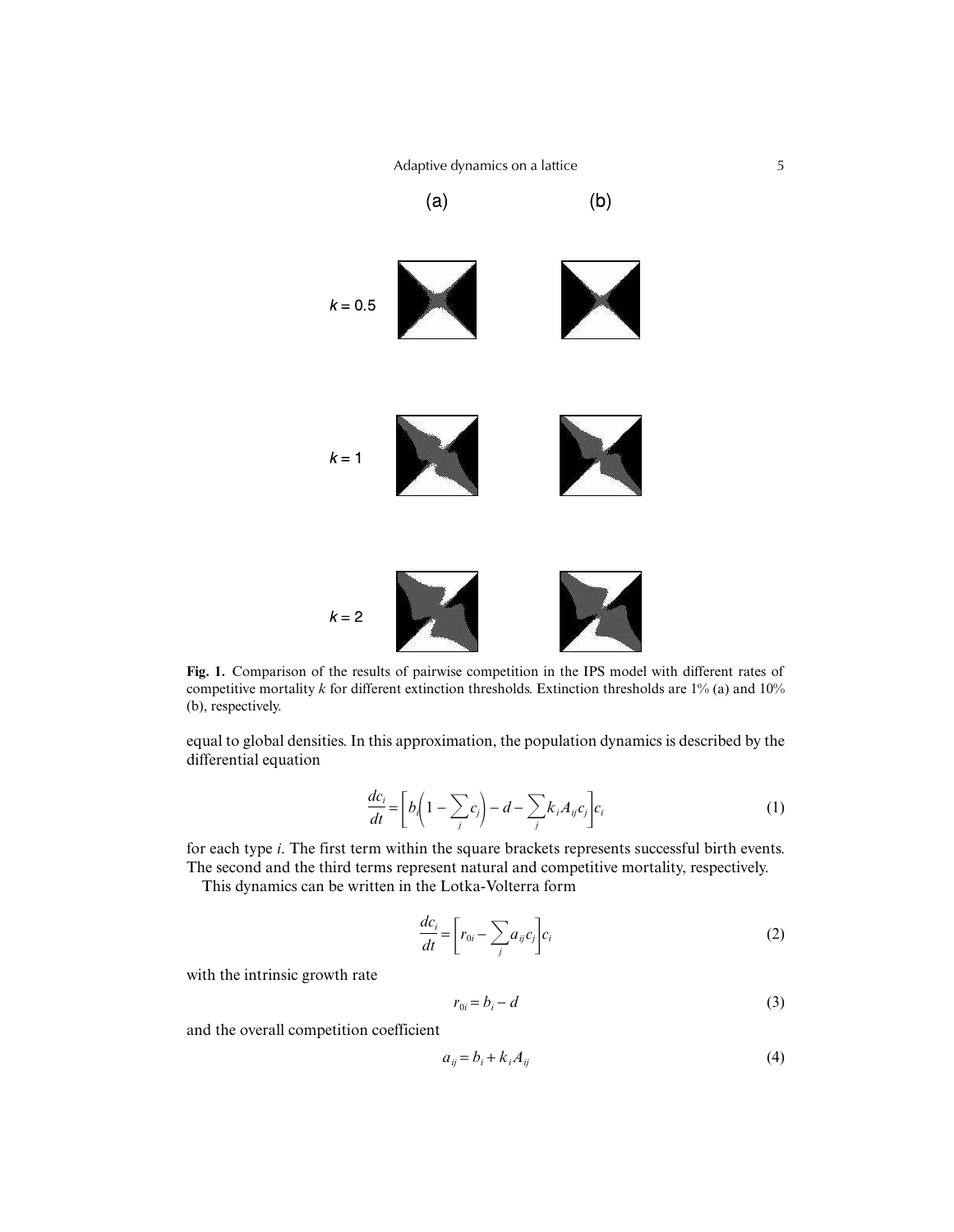**Fig. 1.** Comparison of the results of pairwise competition in the IPS model with different rates of competitive mortality $k$ for different extinction thresholds. Extinction thresholds are 1% (a) and 10% (b), respectively.

equal to global densities. In this approximation, the population dynamics is described by the differential equation

$$\frac{dc_i}{dt} = \left[ b_i \left( 1 - \sum_j c_j \right) - d - \sum_j k_i A_{ij} c_j \right] c_i \tag{1}$$

for each type $i$. The first term within the square brackets represents successful birth events. The second and the third terms represent natural and competitive mortality, respectively.

This dynamics can be written in the Lotka-Volterra form

$$\frac{dc_i}{dt} = \left[ r_{0i} - \sum_j a_{ij} c_j \right] c_i \tag{2}$$

with the intrinsic growth rate

$$r_{0i} = b_i - d \tag{3}$$

and the overall competition coefficient

$$a_{ij} = b_i + k_i A_{ij} \tag{4}$$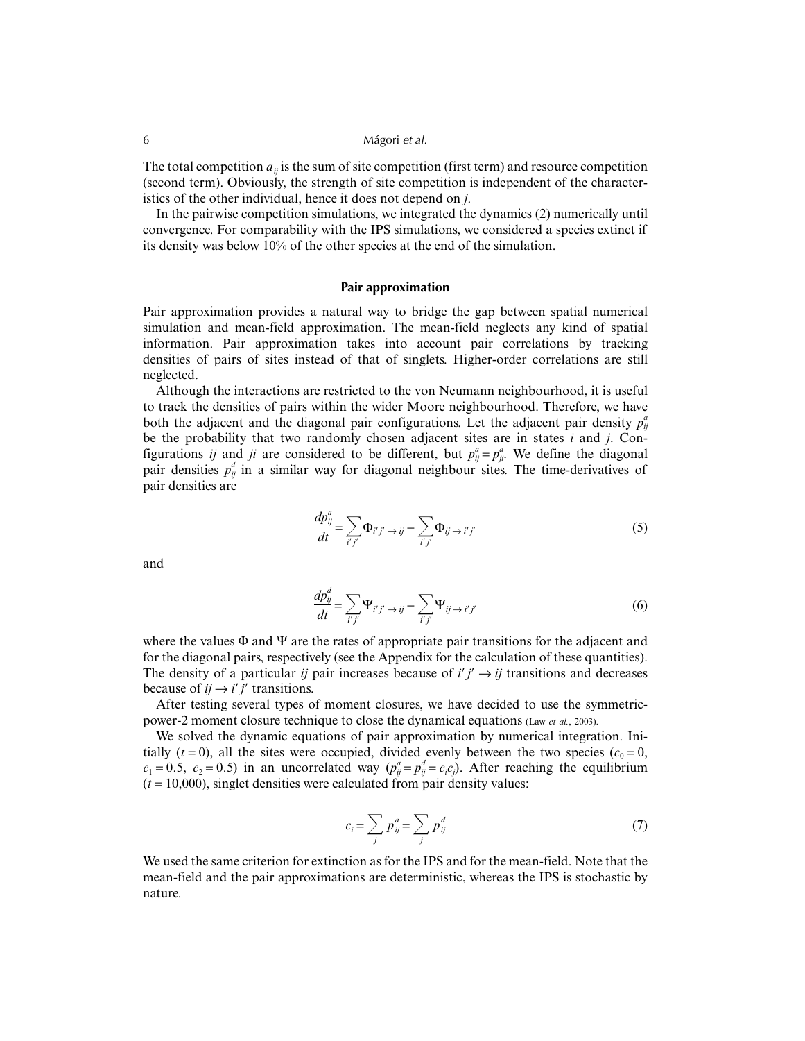The total competition $a_{ij}$ is the sum of site competition (first term) and resource competition (second term). Obviously, the strength of site competition is independent of the characteristics of the other individual, hence it does not depend on $j$.

In the pairwise competition simulations, we integrated the dynamics (2) numerically until convergence. For comparability with the IPS simulations, we considered a species extinct if its density was below 10% of the other species at the end of the simulation.

### Pair approximation

Pair approximation provides a natural way to bridge the gap between spatial numerical simulation and mean-field approximation. The mean-field neglects any kind of spatial information. Pair approximation takes into account pair correlations by tracking densities of pairs of sites instead of that of singlets. Higher-order correlations are still neglected.

Although the interactions are restricted to the von Neumann neighbourhood, it is useful to track the densities of pairs within the wider Moore neighbourhood. Therefore, we have both the adjacent and the diagonal pair configurations. Let the adjacent pair density $p^a_{ij}$ be the probability that two randomly chosen adjacent sites are in states $i$ and $j$. Configurations $ij$ and $ji$ are considered to be different, but $p^a_{ij} = p^a_{ji}$. We define the diagonal pair densities $p^d_{ij}$ in a similar way for diagonal neighbour sites. The time-derivatives of pair densities are

$$\frac{dp^a_{ij}}{dt} = \sum_{i'j'} \Phi_{i'j' \to ij} - \sum_{i'j'} \Phi_{ij \to i'j'} \tag{5}$$

and

$$\frac{dp^d_{ij}}{dt} = \sum_{i'j'} \Psi_{i'j' \to ij} - \sum_{i'j'} \Psi_{ij \to i'j'} \tag{6}$$

where the values $\Phi$ and $\Psi$ are the rates of appropriate pair transitions for the adjacent and for the diagonal pairs, respectively (see the Appendix for the calculation of these quantities). The density of a particular $ij$ pair increases because of $i'j' \to ij$ transitions and decreases because of $ij \to i'j'$ transitions.

After testing several types of moment closures, we have decided to use the symmetric-power-2 moment closure technique to close the dynamical equations (Law *et al.*, 2003).

We solved the dynamic equations of pair approximation by numerical integration. Initially ($t = 0$), all the sites were occupied, divided evenly between the two species ($c_0 = 0$, $c_1 = 0.5$, $c_2 = 0.5$) in an uncorrelated way ($p^a_{ij} = p^d_{ij} = c_i c_j$). After reaching the equilibrium ($t = 10{,}000$), singlet densities were calculated from pair density values:

$$c_i = \sum_j p^a_{ij} = \sum_j p^d_{ij} \tag{7}$$

We used the same criterion for extinction as for the IPS and for the mean-field. Note that the mean-field and the pair approximations are deterministic, whereas the IPS is stochastic by nature.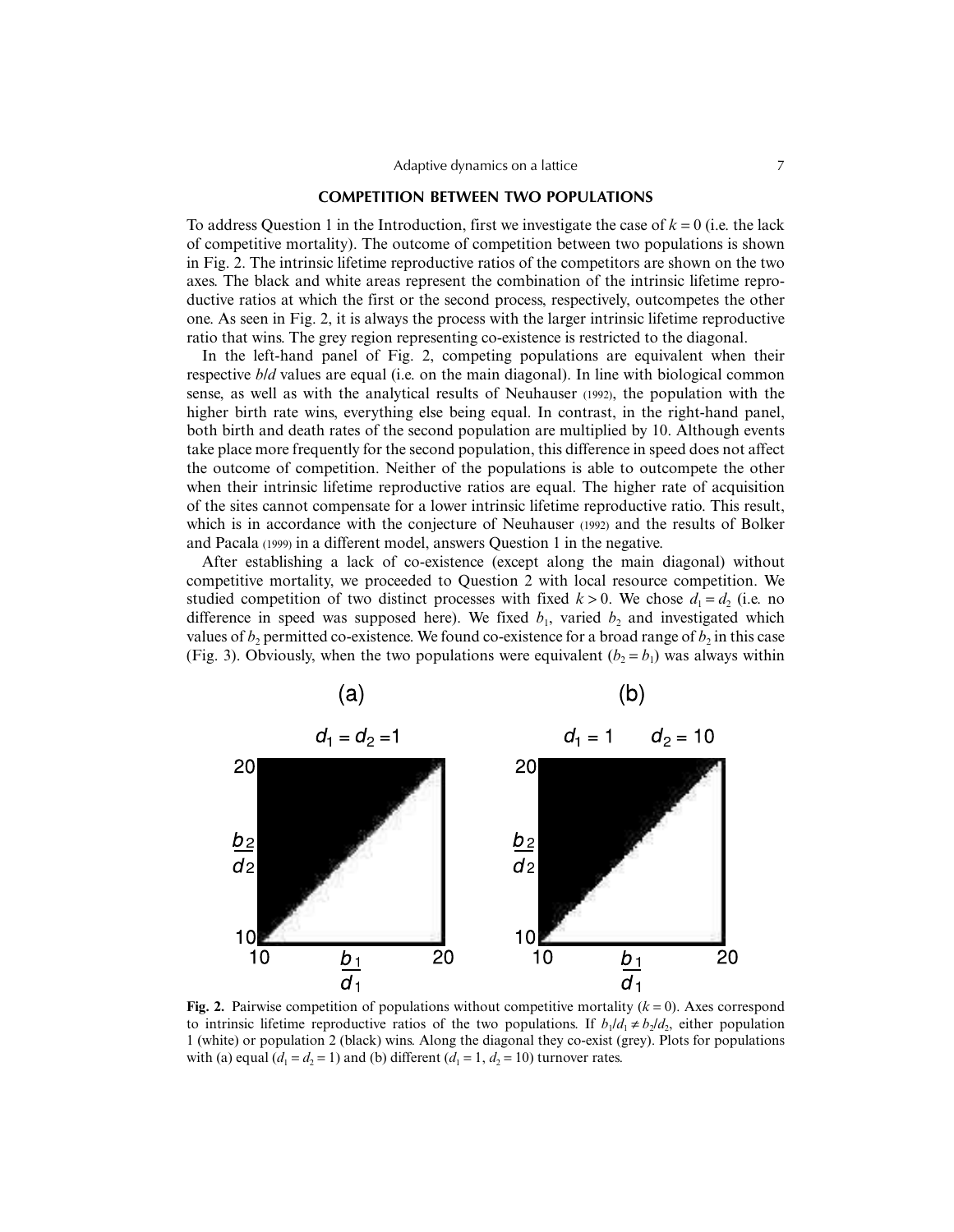## COMPETITION BETWEEN TWO POPULATIONS

To address Question 1 in the Introduction, first we investigate the case of $k = 0$ (i.e. the lack of competitive mortality). The outcome of competition between two populations is shown in Fig. 2. The intrinsic lifetime reproductive ratios of the competitors are shown on the two axes. The black and white areas represent the combination of the intrinsic lifetime reproductive ratios at which the first or the second process, respectively, outcompetes the other one. As seen in Fig. 2, it is always the process with the larger intrinsic lifetime reproductive ratio that wins. The grey region representing co-existence is restricted to the diagonal.

In the left-hand panel of Fig. 2, competing populations are equivalent when their respective $b/d$ values are equal (i.e. on the main diagonal). In line with biological common sense, as well as with the analytical results of Neuhauser (1992), the population with the higher birth rate wins, everything else being equal. In contrast, in the right-hand panel, both birth and death rates of the second population are multiplied by 10. Although events take place more frequently for the second population, this difference in speed does not affect the outcome of competition. Neither of the populations is able to outcompete the other when their intrinsic lifetime reproductive ratios are equal. The higher rate of acquisition of the sites cannot compensate for a lower intrinsic lifetime reproductive ratio. This result, which is in accordance with the conjecture of Neuhauser (1992) and the results of Bolker and Pacala (1999) in a different model, answers Question 1 in the negative.

After establishing a lack of co-existence (except along the main diagonal) without competitive mortality, we proceeded to Question 2 with local resource competition. We studied competition of two distinct processes with fixed $k > 0$. We chose $d_1 = d_2$ (i.e. no difference in speed was supposed here). We fixed $b_1$, varied $b_2$ and investigated which values of $b_2$ permitted co-existence. We found co-existence for a broad range of $b_2$ in this case (Fig. 3). Obviously, when the two populations were equivalent ($b_2 = b_1$) was always within

**Fig. 2.** Pairwise competition of populations without competitive mortality ($k = 0$). Axes correspond to intrinsic lifetime reproductive ratios of the two populations. If $b_1/d_1 \neq b_2/d_2$, either population 1 (white) or population 2 (black) wins. Along the diagonal they co-exist (grey). Plots for populations with (a) equal ($d_1 = d_2 = 1$) and (b) different ($d_1 = 1$, $d_2 = 10$) turnover rates.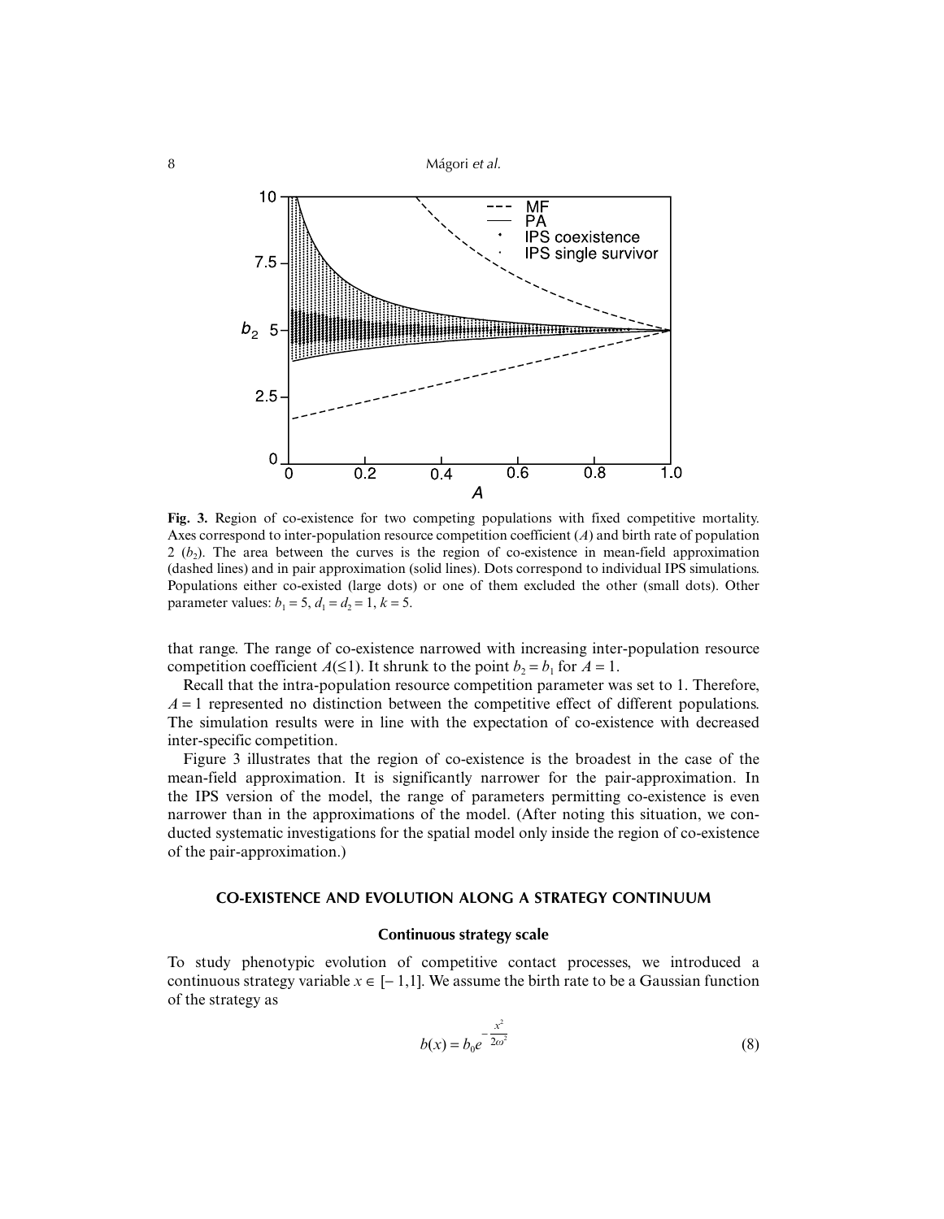**Fig. 3.** Region of co-existence for two competing populations with fixed competitive mortality. Axes correspond to inter-population resource competition coefficient ($A$) and birth rate of population 2 ($b_2$). The area between the curves is the region of co-existence in mean-field approximation (dashed lines) and in pair approximation (solid lines). Dots correspond to individual IPS simulations. Populations either co-existed (large dots) or one of them excluded the other (small dots). Other parameter values: $b_1 = 5$, $d_1 = d_2 = 1$, $k = 5$.

that range. The range of co-existence narrowed with increasing inter-population resource competition coefficient $A(\leq 1)$. It shrunk to the point $b_2 = b_1$ for $A = 1$.

Recall that the intra-population resource competition parameter was set to 1. Therefore, $A = 1$ represented no distinction between the competitive effect of different populations. The simulation results were in line with the expectation of co-existence with decreased inter-specific competition.

Figure 3 illustrates that the region of co-existence is the broadest in the case of the mean-field approximation. It is significantly narrower for the pair-approximation. In the IPS version of the model, the range of parameters permitting co-existence is even narrower than in the approximations of the model. (After noting this situation, we conducted systematic investigations for the spatial model only inside the region of co-existence of the pair-approximation.)

## CO-EXISTENCE AND EVOLUTION ALONG A STRATEGY CONTINUUM

### Continuous strategy scale

To study phenotypic evolution of competitive contact processes, we introduced a continuous strategy variable $x \in [-1,1]$. We assume the birth rate to be a Gaussian function of the strategy as

$$b(x) = b_0 e^{-\frac{x^2}{2\omega^2}} \tag{8}$$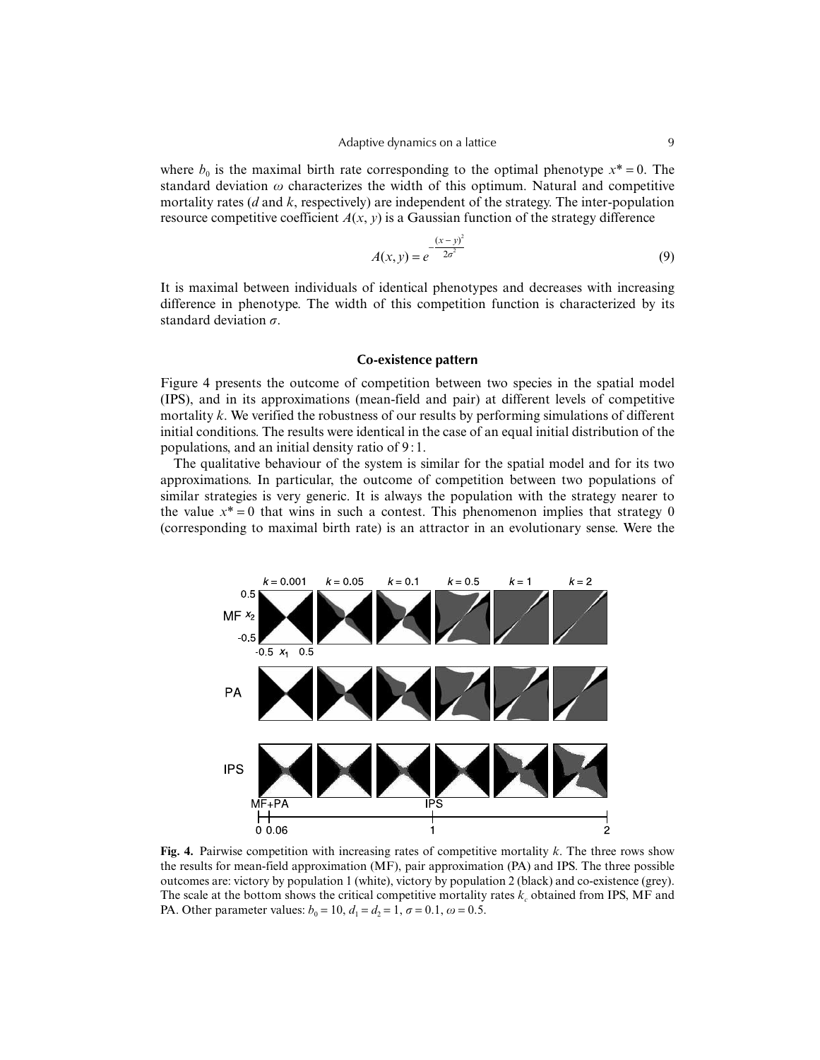where $b_0$ is the maximal birth rate corresponding to the optimal phenotype $x^* = 0$. The standard deviation $\omega$ characterizes the width of this optimum. Natural and competitive mortality rates ($d$ and $k$, respectively) are independent of the strategy. The inter-population resource competitive coefficient $A(x, y)$ is a Gaussian function of the strategy difference

$$A(x,y) = e^{-\frac{(x-y)^2}{2\sigma^2}} \tag{9}$$

It is maximal between individuals of identical phenotypes and decreases with increasing difference in phenotype. The width of this competition function is characterized by its standard deviation $\sigma$.

### Co-existence pattern

Figure 4 presents the outcome of competition between two species in the spatial model (IPS), and in its approximations (mean-field and pair) at different levels of competitive mortality $k$. We verified the robustness of our results by performing simulations of different initial conditions. The results were identical in the case of an equal initial distribution of the populations, and an initial density ratio of 9 : 1.

The qualitative behaviour of the system is similar for the spatial model and for its two approximations. In particular, the outcome of competition between two populations of similar strategies is very generic. It is always the population with the strategy nearer to the value $x^* = 0$ that wins in such a contest. This phenomenon implies that strategy 0 (corresponding to maximal birth rate) is an attractor in an evolutionary sense. Were the

**Fig. 4.** Pairwise competition with increasing rates of competitive mortality $k$. The three rows show the results for mean-field approximation (MF), pair approximation (PA) and IPS. The three possible outcomes are: victory by population 1 (white), victory by population 2 (black) and co-existence (grey). The scale at the bottom shows the critical competitive mortality rates $k_c$ obtained from IPS, MF and PA. Other parameter values: $b_0 = 10$, $d_1 = d_2 = 1$, $\sigma = 0.1$, $\omega = 0.5$.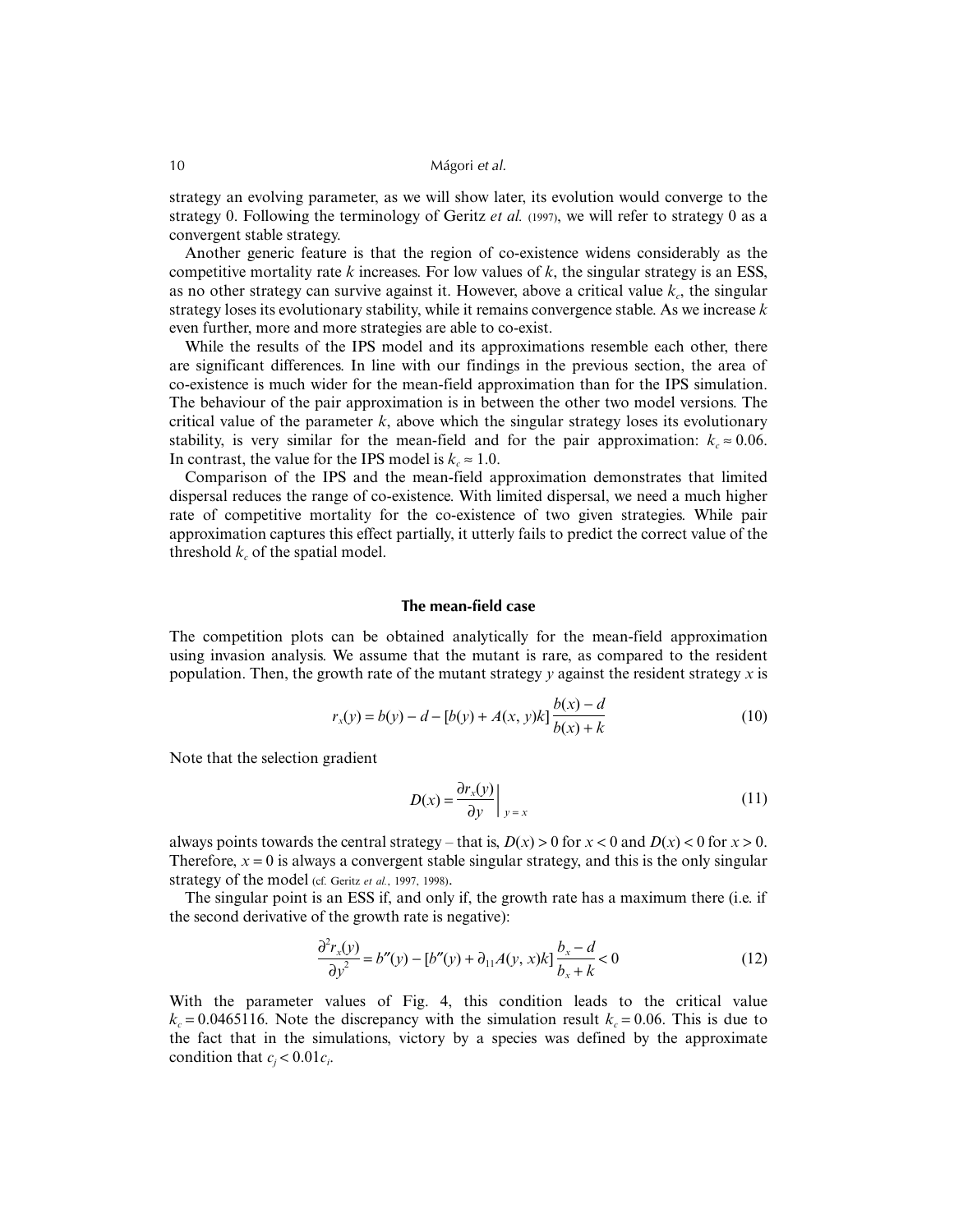strategy an evolving parameter, as we will show later, its evolution would converge to the strategy 0. Following the terminology of Geritz *et al.* (1997), we will refer to strategy 0 as a convergent stable strategy.

Another generic feature is that the region of co-existence widens considerably as the competitive mortality rate $k$ increases. For low values of $k$, the singular strategy is an ESS, as no other strategy can survive against it. However, above a critical value $k_c$, the singular strategy loses its evolutionary stability, while it remains convergence stable. As we increase $k$ even further, more and more strategies are able to co-exist.

While the results of the IPS model and its approximations resemble each other, there are significant differences. In line with our findings in the previous section, the area of co-existence is much wider for the mean-field approximation than for the IPS simulation. The behaviour of the pair approximation is in between the other two model versions. The critical value of the parameter $k$, above which the singular strategy loses its evolutionary stability, is very similar for the mean-field and for the pair approximation: $k_c \approx 0.06$. In contrast, the value for the IPS model is $k_c \approx 1.0$.

Comparison of the IPS and the mean-field approximation demonstrates that limited dispersal reduces the range of co-existence. With limited dispersal, we need a much higher rate of competitive mortality for the co-existence of two given strategies. While pair approximation captures this effect partially, it utterly fails to predict the correct value of the threshold $k_c$ of the spatial model.

## The mean-field case

The competition plots can be obtained analytically for the mean-field approximation using invasion analysis. We assume that the mutant is rare, as compared to the resident population. Then, the growth rate of the mutant strategy $y$ against the resident strategy $x$ is

$$r_x(y) = b(y) - d - [b(y) + A(x, y)k]\,\frac{b(x) - d}{b(x) + k} \tag{10}$$

Note that the selection gradient

$$D(x) = \left.\frac{\partial r_x(y)}{\partial y}\right|_{y=x} \tag{11}$$

always points towards the central strategy – that is, $D(x) > 0$ for $x < 0$ and $D(x) < 0$ for $x > 0$. Therefore, $x = 0$ is always a convergent stable singular strategy, and this is the only singular strategy of the model (cf. Geritz *et al.*, 1997, 1998).

The singular point is an ESS if, and only if, the growth rate has a maximum there (i.e. if the second derivative of the growth rate is negative):

$$\frac{\partial^2 r_x(y)}{\partial y^2} = b''(y) - [b''(y) + \partial_{11}A(y, x)k]\,\frac{b_x - d}{b_x + k} < 0 \tag{12}$$

With the parameter values of Fig. 4, this condition leads to the critical value $k_c = 0.0465116$. Note the discrepancy with the simulation result $k_c = 0.06$. This is due to the fact that in the simulations, victory by a species was defined by the approximate condition that $c_j < 0.01c_i$.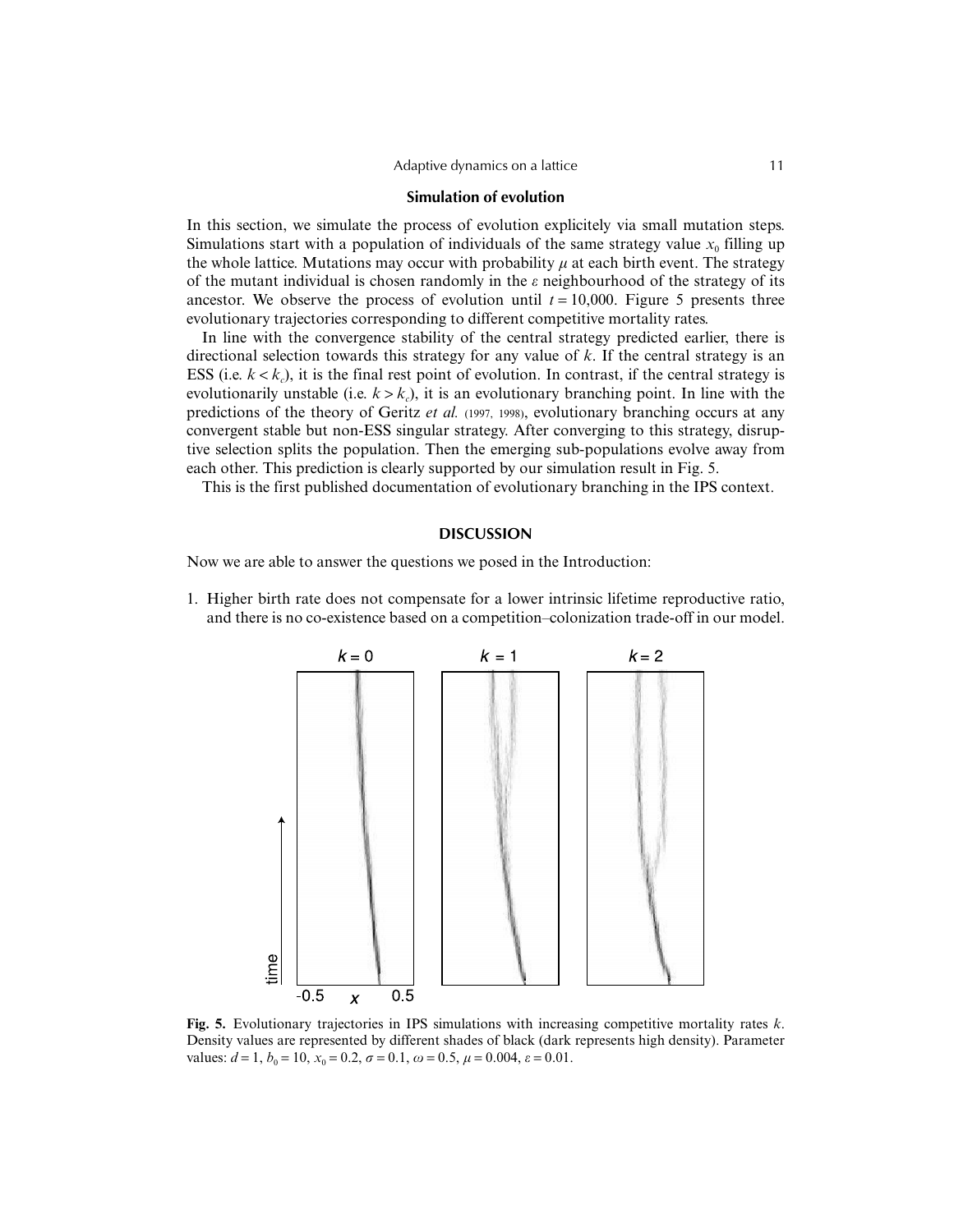## Simulation of evolution

In this section, we simulate the process of evolution explicitely via small mutation steps. Simulations start with a population of individuals of the same strategy value $x_0$ filling up the whole lattice. Mutations may occur with probability $\mu$ at each birth event. The strategy of the mutant individual is chosen randomly in the $\varepsilon$ neighbourhood of the strategy of its ancestor. We observe the process of evolution until $t = 10{,}000$. Figure 5 presents three evolutionary trajectories corresponding to different competitive mortality rates.

In line with the convergence stability of the central strategy predicted earlier, there is directional selection towards this strategy for any value of $k$. If the central strategy is an ESS (i.e. $k < k_c$), it is the final rest point of evolution. In contrast, if the central strategy is evolutionarily unstable (i.e. $k > k_c$), it is an evolutionary branching point. In line with the predictions of the theory of Geritz *et al.* (1997, 1998), evolutionary branching occurs at any convergent stable but non-ESS singular strategy. After converging to this strategy, disruptive selection splits the population. Then the emerging sub-populations evolve away from each other. This prediction is clearly supported by our simulation result in Fig. 5.

This is the first published documentation of evolutionary branching in the IPS context.

## DISCUSSION

Now we are able to answer the questions we posed in the Introduction:

1. Higher birth rate does not compensate for a lower intrinsic lifetime reproductive ratio, and there is no co-existence based on a competition–colonization trade-off in our model.

**Fig. 5.** Evolutionary trajectories in IPS simulations with increasing competitive mortality rates $k$. Density values are represented by different shades of black (dark represents high density). Parameter values: $d = 1$, $b_0 = 10$, $x_0 = 0.2$, $\sigma = 0.1$, $\omega = 0.5$, $\mu = 0.004$, $\varepsilon = 0.01$.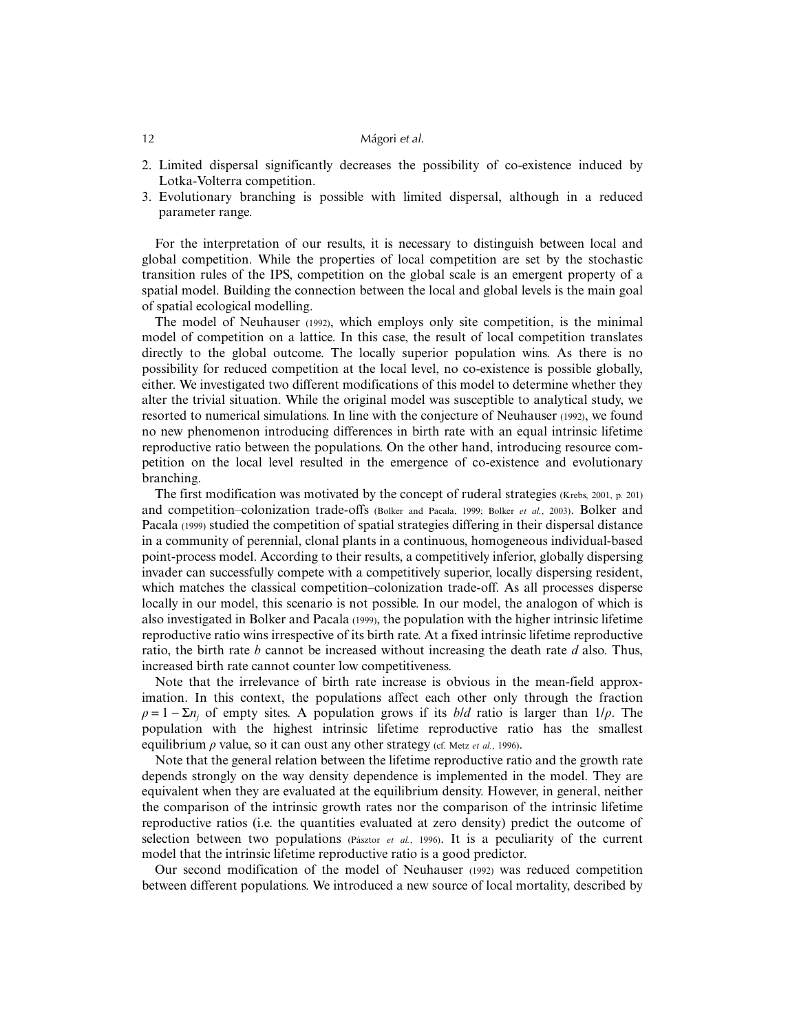2. Limited dispersal significantly decreases the possibility of co-existence induced by Lotka-Volterra competition.
3. Evolutionary branching is possible with limited dispersal, although in a reduced parameter range.

For the interpretation of our results, it is necessary to distinguish between local and global competition. While the properties of local competition are set by the stochastic transition rules of the IPS, competition on the global scale is an emergent property of a spatial model. Building the connection between the local and global levels is the main goal of spatial ecological modelling.

The model of Neuhauser (1992), which employs only site competition, is the minimal model of competition on a lattice. In this case, the result of local competition translates directly to the global outcome. The locally superior population wins. As there is no possibility for reduced competition at the local level, no co-existence is possible globally, either. We investigated two different modifications of this model to determine whether they alter the trivial situation. While the original model was susceptible to analytical study, we resorted to numerical simulations. In line with the conjecture of Neuhauser (1992), we found no new phenomenon introducing differences in birth rate with an equal intrinsic lifetime reproductive ratio between the populations. On the other hand, introducing resource competition on the local level resulted in the emergence of co-existence and evolutionary branching.

The first modification was motivated by the concept of ruderal strategies (Krebs, 2001, p. 201) and competition–colonization trade-offs (Bolker and Pacala, 1999; Bolker *et al.*, 2003). Bolker and Pacala (1999) studied the competition of spatial strategies differing in their dispersal distance in a community of perennial, clonal plants in a continuous, homogeneous individual-based point-process model. According to their results, a competitively inferior, globally dispersing invader can successfully compete with a competitively superior, locally dispersing resident, which matches the classical competition–colonization trade-off. As all processes disperse locally in our model, this scenario is not possible. In our model, the analogon of which is also investigated in Bolker and Pacala (1999), the population with the higher intrinsic lifetime reproductive ratio wins irrespective of its birth rate. At a fixed intrinsic lifetime reproductive ratio, the birth rate $b$ cannot be increased without increasing the death rate $d$ also. Thus, increased birth rate cannot counter low competitiveness.

Note that the irrelevance of birth rate increase is obvious in the mean-field approximation. In this context, the populations affect each other only through the fraction $\rho = 1 - \Sigma n_j$ of empty sites. A population grows if its $b/d$ ratio is larger than $1/\rho$. The population with the highest intrinsic lifetime reproductive ratio has the smallest equilibrium $\rho$ value, so it can oust any other strategy (cf. Metz *et al.*, 1996).

Note that the general relation between the lifetime reproductive ratio and the growth rate depends strongly on the way density dependence is implemented in the model. They are equivalent when they are evaluated at the equilibrium density. However, in general, neither the comparison of the intrinsic growth rates nor the comparison of the intrinsic lifetime reproductive ratios (i.e. the quantities evaluated at zero density) predict the outcome of selection between two populations (Pásztor *et al.*, 1996). It is a peculiarity of the current model that the intrinsic lifetime reproductive ratio is a good predictor.

Our second modification of the model of Neuhauser (1992) was reduced competition between different populations. We introduced a new source of local mortality, described by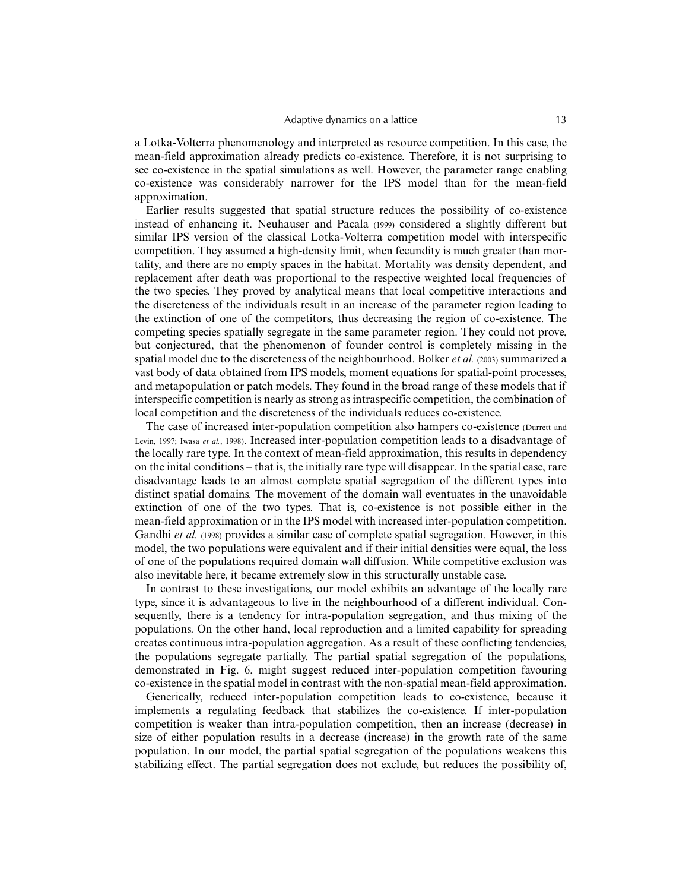a Lotka-Volterra phenomenology and interpreted as resource competition. In this case, the mean-field approximation already predicts co-existence. Therefore, it is not surprising to see co-existence in the spatial simulations as well. However, the parameter range enabling co-existence was considerably narrower for the IPS model than for the mean-field approximation.

Earlier results suggested that spatial structure reduces the possibility of co-existence instead of enhancing it. Neuhauser and Pacala (1999) considered a slightly different but similar IPS version of the classical Lotka-Volterra competition model with interspecific competition. They assumed a high-density limit, when fecundity is much greater than mortality, and there are no empty spaces in the habitat. Mortality was density dependent, and replacement after death was proportional to the respective weighted local frequencies of the two species. They proved by analytical means that local competitive interactions and the discreteness of the individuals result in an increase of the parameter region leading to the extinction of one of the competitors, thus decreasing the region of co-existence. The competing species spatially segregate in the same parameter region. They could not prove, but conjectured, that the phenomenon of founder control is completely missing in the spatial model due to the discreteness of the neighbourhood. Bolker *et al.* (2003) summarized a vast body of data obtained from IPS models, moment equations for spatial-point processes, and metapopulation or patch models. They found in the broad range of these models that if interspecific competition is nearly as strong as intraspecific competition, the combination of local competition and the discreteness of the individuals reduces co-existence.

The case of increased inter-population competition also hampers co-existence (Durrett and Levin, 1997; Iwasa *et al.*, 1998). Increased inter-population competition leads to a disadvantage of the locally rare type. In the context of mean-field approximation, this results in dependency on the inital conditions – that is, the initially rare type will disappear. In the spatial case, rare disadvantage leads to an almost complete spatial segregation of the different types into distinct spatial domains. The movement of the domain wall eventuates in the unavoidable extinction of one of the two types. That is, co-existence is not possible either in the mean-field approximation or in the IPS model with increased inter-population competition. Gandhi *et al.* (1998) provides a similar case of complete spatial segregation. However, in this model, the two populations were equivalent and if their initial densities were equal, the loss of one of the populations required domain wall diffusion. While competitive exclusion was also inevitable here, it became extremely slow in this structurally unstable case.

In contrast to these investigations, our model exhibits an advantage of the locally rare type, since it is advantageous to live in the neighbourhood of a different individual. Consequently, there is a tendency for intra-population segregation, and thus mixing of the populations. On the other hand, local reproduction and a limited capability for spreading creates continuous intra-population aggregation. As a result of these conflicting tendencies, the populations segregate partially. The partial spatial segregation of the populations, demonstrated in Fig. 6, might suggest reduced inter-population competition favouring co-existence in the spatial model in contrast with the non-spatial mean-field approximation.

Generically, reduced inter-population competition leads to co-existence, because it implements a regulating feedback that stabilizes the co-existence. If inter-population competition is weaker than intra-population competition, then an increase (decrease) in size of either population results in a decrease (increase) in the growth rate of the same population. In our model, the partial spatial segregation of the populations weakens this stabilizing effect. The partial segregation does not exclude, but reduces the possibility of,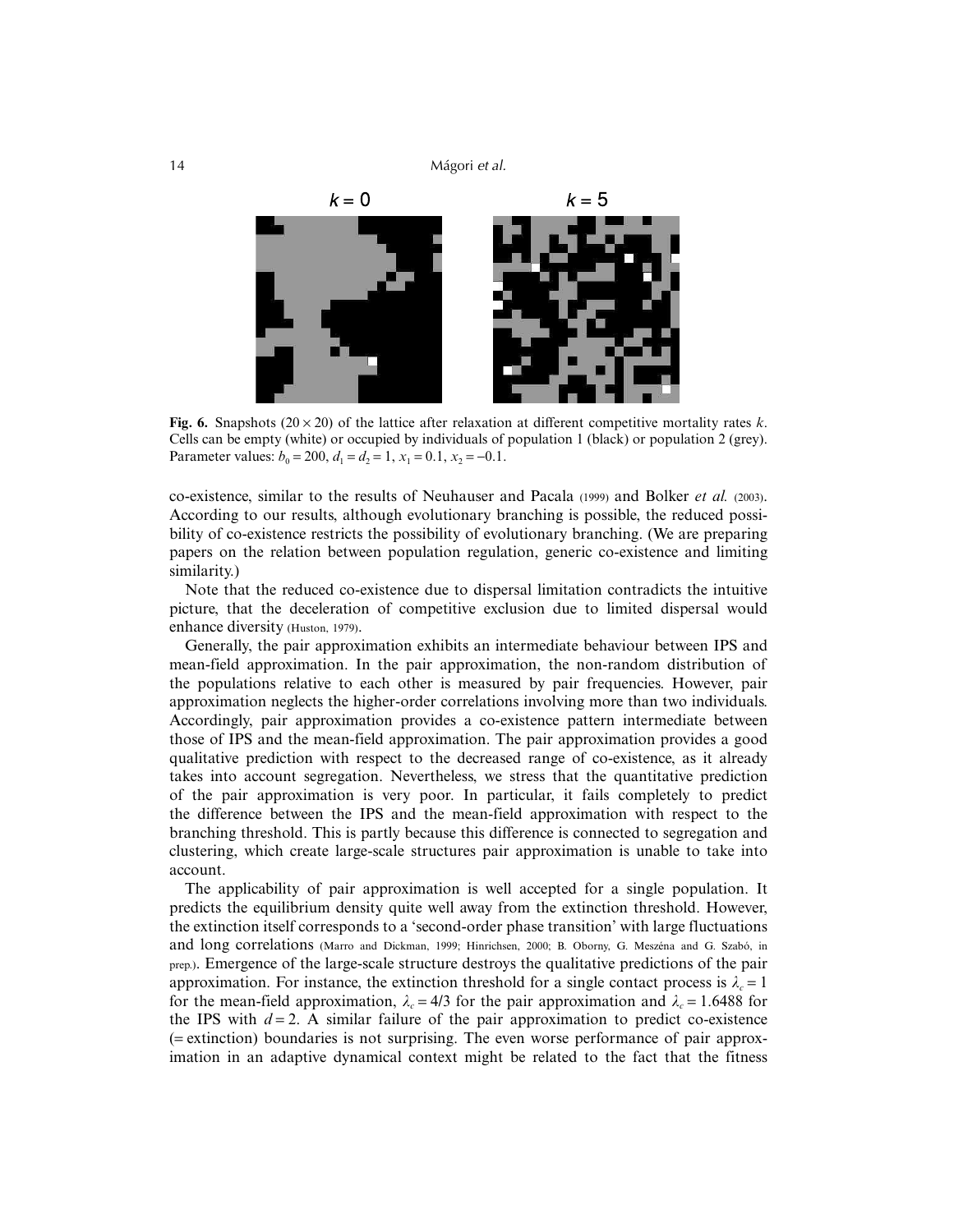**Fig. 6.** Snapshots (20 × 20) of the lattice after relaxation at different competitive mortality rates $k$. Cells can be empty (white) or occupied by individuals of population 1 (black) or population 2 (grey). Parameter values: $b_0 = 200$, $d_1 = d_2 = 1$, $x_1 = 0.1$, $x_2 = -0.1$.

co-existence, similar to the results of Neuhauser and Pacala (1999) and Bolker *et al.* (2003). According to our results, although evolutionary branching is possible, the reduced possibility of co-existence restricts the possibility of evolutionary branching. (We are preparing papers on the relation between population regulation, generic co-existence and limiting similarity.)

Note that the reduced co-existence due to dispersal limitation contradicts the intuitive picture, that the deceleration of competitive exclusion due to limited dispersal would enhance diversity (Huston, 1979).

Generally, the pair approximation exhibits an intermediate behaviour between IPS and mean-field approximation. In the pair approximation, the non-random distribution of the populations relative to each other is measured by pair frequencies. However, pair approximation neglects the higher-order correlations involving more than two individuals. Accordingly, pair approximation provides a co-existence pattern intermediate between those of IPS and the mean-field approximation. The pair approximation provides a good qualitative prediction with respect to the decreased range of co-existence, as it already takes into account segregation. Nevertheless, we stress that the quantitative prediction of the pair approximation is very poor. In particular, it fails completely to predict the difference between the IPS and the mean-field approximation with respect to the branching threshold. This is partly because this difference is connected to segregation and clustering, which create large-scale structures pair approximation is unable to take into account.

The applicability of pair approximation is well accepted for a single population. It predicts the equilibrium density quite well away from the extinction threshold. However, the extinction itself corresponds to a 'second-order phase transition' with large fluctuations and long correlations (Marro and Dickman, 1999; Hinrichsen, 2000; B. Oborny, G. Meszéna and G. Szabó, in prep.). Emergence of the large-scale structure destroys the qualitative predictions of the pair approximation. For instance, the extinction threshold for a single contact process is $\lambda_c = 1$ for the mean-field approximation, $\lambda_c = 4/3$ for the pair approximation and $\lambda_c = 1.6488$ for the IPS with $d = 2$. A similar failure of the pair approximation to predict co-existence (= extinction) boundaries is not surprising. The even worse performance of pair approximation in an adaptive dynamical context might be related to the fact that the fitness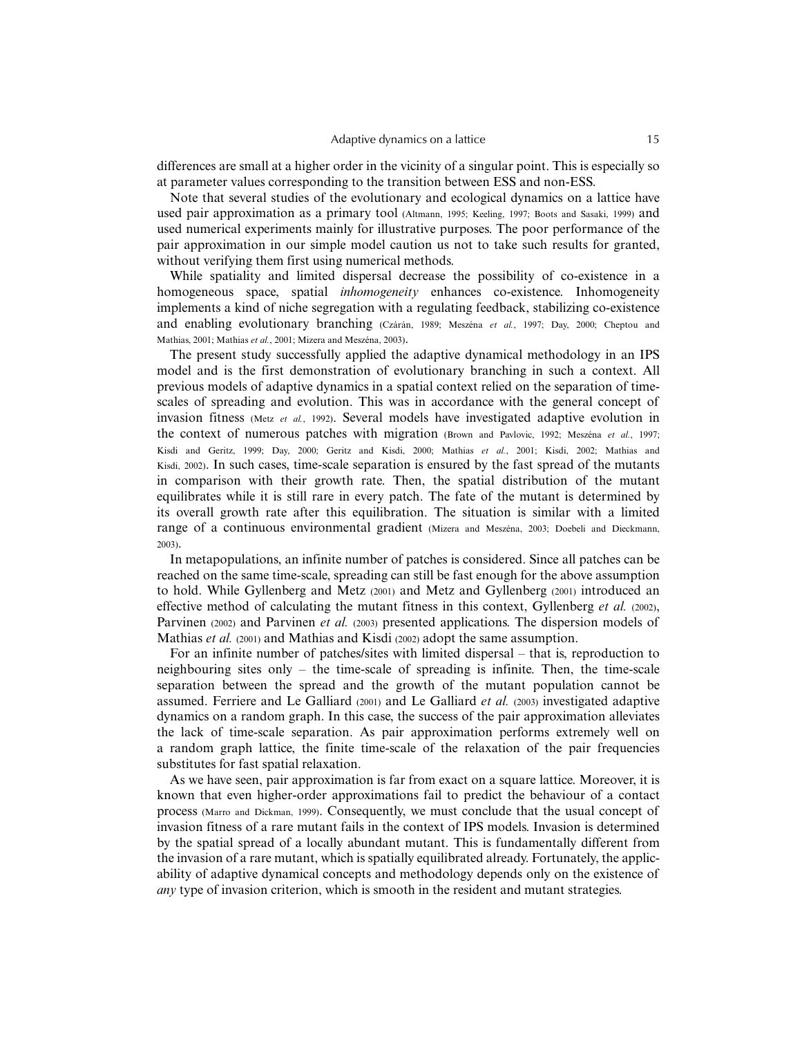differences are small at a higher order in the vicinity of a singular point. This is especially so at parameter values corresponding to the transition between ESS and non-ESS.

Note that several studies of the evolutionary and ecological dynamics on a lattice have used pair approximation as a primary tool (Altmann, 1995; Keeling, 1997; Boots and Sasaki, 1999) and used numerical experiments mainly for illustrative purposes. The poor performance of the pair approximation in our simple model caution us not to take such results for granted, without verifying them first using numerical methods.

While spatiality and limited dispersal decrease the possibility of co-existence in a homogeneous space, spatial *inhomogeneity* enhances co-existence. Inhomogeneity implements a kind of niche segregation with a regulating feedback, stabilizing co-existence and enabling evolutionary branching (Czárán, 1989; Meszéna *et al.*, 1997; Day, 2000; Cheptou and Mathias, 2001; Mathias *et al.*, 2001; Mizera and Meszéna, 2003).

The present study successfully applied the adaptive dynamical methodology in an IPS model and is the first demonstration of evolutionary branching in such a context. All previous models of adaptive dynamics in a spatial context relied on the separation of time-scales of spreading and evolution. This was in accordance with the general concept of invasion fitness (Metz *et al.*, 1992). Several models have investigated adaptive evolution in the context of numerous patches with migration (Brown and Pavlovic, 1992; Meszéna *et al.*, 1997; Kisdi and Geritz, 1999; Day, 2000; Geritz and Kisdi, 2000; Mathias *et al.*, 2001; Kisdi, 2002; Mathias and Kisdi, 2002). In such cases, time-scale separation is ensured by the fast spread of the mutants in comparison with their growth rate. Then, the spatial distribution of the mutant equilibrates while it is still rare in every patch. The fate of the mutant is determined by its overall growth rate after this equilibration. The situation is similar with a limited range of a continuous environmental gradient (Mizera and Meszéna, 2003; Doebeli and Dieckmann, 2003).

In metapopulations, an infinite number of patches is considered. Since all patches can be reached on the same time-scale, spreading can still be fast enough for the above assumption to hold. While Gyllenberg and Metz (2001) and Metz and Gyllenberg (2001) introduced an effective method of calculating the mutant fitness in this context, Gyllenberg *et al.* (2002), Parvinen (2002) and Parvinen *et al.* (2003) presented applications. The dispersion models of Mathias *et al.* (2001) and Mathias and Kisdi (2002) adopt the same assumption.

For an infinite number of patches/sites with limited dispersal – that is, reproduction to neighbouring sites only – the time-scale of spreading is infinite. Then, the time-scale separation between the spread and the growth of the mutant population cannot be assumed. Ferriere and Le Galliard (2001) and Le Galliard *et al.* (2003) investigated adaptive dynamics on a random graph. In this case, the success of the pair approximation alleviates the lack of time-scale separation. As pair approximation performs extremely well on a random graph lattice, the finite time-scale of the relaxation of the pair frequencies substitutes for fast spatial relaxation.

As we have seen, pair approximation is far from exact on a square lattice. Moreover, it is known that even higher-order approximations fail to predict the behaviour of a contact process (Marro and Dickman, 1999). Consequently, we must conclude that the usual concept of invasion fitness of a rare mutant fails in the context of IPS models. Invasion is determined by the spatial spread of a locally abundant mutant. This is fundamentally different from the invasion of a rare mutant, which is spatially equilibrated already. Fortunately, the applicability of adaptive dynamical concepts and methodology depends only on the existence of *any* type of invasion criterion, which is smooth in the resident and mutant strategies.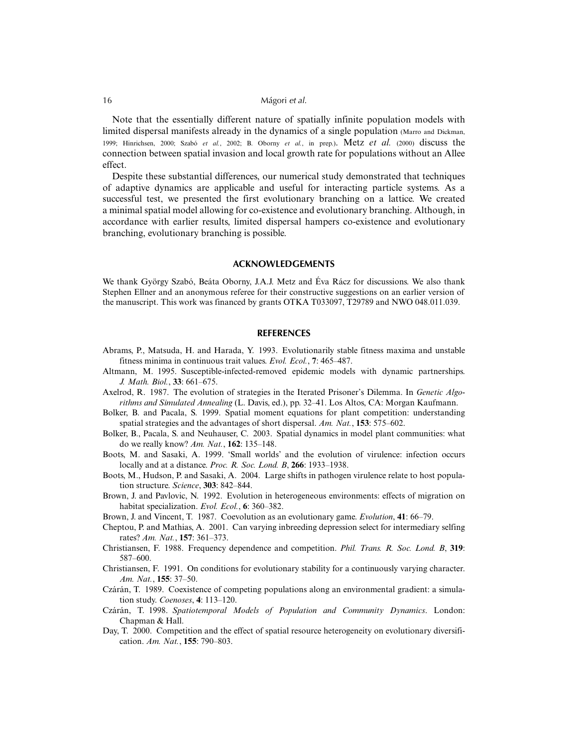Note that the essentially different nature of spatially infinite population models with limited dispersal manifests already in the dynamics of a single population (Marro and Dickman, 1999; Hinrichsen, 2000; Szabó *et al.*, 2002; B. Oborny *et al.*, in prep.). Metz *et al.* (2000) discuss the connection between spatial invasion and local growth rate for populations without an Allee effect.

Despite these substantial differences, our numerical study demonstrated that techniques of adaptive dynamics are applicable and useful for interacting particle systems. As a successful test, we presented the first evolutionary branching on a lattice. We created a minimal spatial model allowing for co-existence and evolutionary branching. Although, in accordance with earlier results, limited dispersal hampers co-existence and evolutionary branching, evolutionary branching is possible.

## ACKNOWLEDGEMENTS

We thank György Szabó, Beáta Oborny, J.A.J. Metz and Éva Rácz for discussions. We also thank Stephen Ellner and an anonymous referee for their constructive suggestions on an earlier version of the manuscript. This work was financed by grants OTKA T033097, T29789 and NWO 048.011.039.

## REFERENCES

Abrams, P., Matsuda, H. and Harada, Y. 1993. Evolutionarily stable fitness maxima and unstable fitness minima in continuous trait values. *Evol. Ecol.*, **7**: 465–487.

Altmann, M. 1995. Susceptible-infected-removed epidemic models with dynamic partnerships. *J. Math. Biol.*, **33**: 661–675.

Axelrod, R. 1987. The evolution of strategies in the Iterated Prisoner's Dilemma. In *Genetic Algorithms and Simulated Annealing* (L. Davis, ed.), pp. 32–41. Los Altos, CA: Morgan Kaufmann.

Bolker, B. and Pacala, S. 1999. Spatial moment equations for plant competition: understanding spatial strategies and the advantages of short dispersal. *Am. Nat.*, **153**: 575–602.

Bolker, B., Pacala, S. and Neuhauser, C. 2003. Spatial dynamics in model plant communities: what do we really know? *Am. Nat.*, **162**: 135–148.

Boots, M. and Sasaki, A. 1999. 'Small worlds' and the evolution of virulence: infection occurs locally and at a distance. *Proc. R. Soc. Lond. B*, **266**: 1933–1938.

Boots, M., Hudson, P. and Sasaki, A. 2004. Large shifts in pathogen virulence relate to host population structure. *Science*, **303**: 842–844.

Brown, J. and Pavlovic, N. 1992. Evolution in heterogeneous environments: effects of migration on habitat specialization. *Evol. Ecol.*, **6**: 360–382.

Brown, J. and Vincent, T. 1987. Coevolution as an evolutionary game. *Evolution*, **41**: 66–79.

Cheptou, P. and Mathias, A. 2001. Can varying inbreeding depression select for intermediary selfing rates? *Am. Nat.*, **157**: 361–373.

Christiansen, F. 1988. Frequency dependence and competition. *Phil. Trans. R. Soc. Lond. B*, **319**: 587–600.

Christiansen, F. 1991. On conditions for evolutionary stability for a continuously varying character. *Am. Nat.*, **155**: 37–50.

Czárán, T. 1989. Coexistence of competing populations along an environmental gradient: a simulation study. *Coenoses*, **4**: 113–120.

Czárán, T. 1998. *Spatiotemporal Models of Population and Community Dynamics*. London: Chapman & Hall.

Day, T. 2000. Competition and the effect of spatial resource heterogeneity on evolutionary diversification. *Am. Nat.*, **155**: 790–803.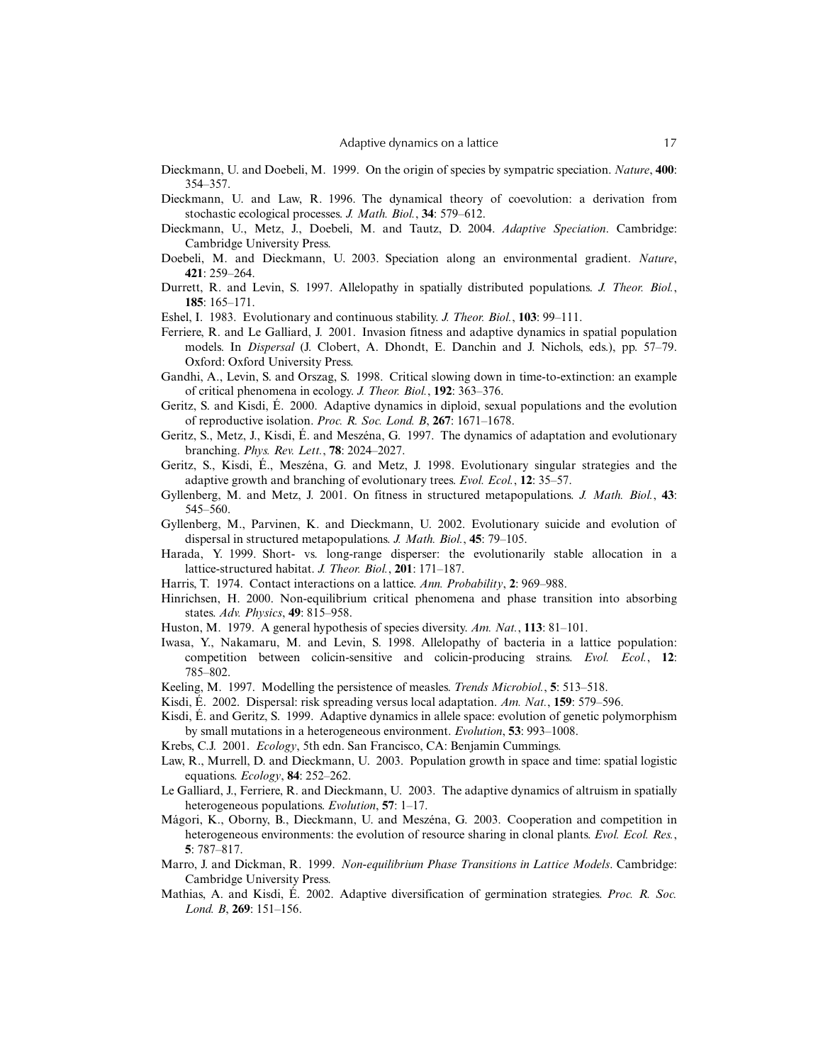Dieckmann, U. and Doebeli, M. 1999. On the origin of species by sympatric speciation. *Nature*, **400**: 354–357.

Dieckmann, U. and Law, R. 1996. The dynamical theory of coevolution: a derivation from stochastic ecological processes. *J. Math. Biol.*, **34**: 579–612.

Dieckmann, U., Metz, J., Doebeli, M. and Tautz, D. 2004. *Adaptive Speciation*. Cambridge: Cambridge University Press.

Doebeli, M. and Dieckmann, U. 2003. Speciation along an environmental gradient. *Nature*, **421**: 259–264.

Durrett, R. and Levin, S. 1997. Allelopathy in spatially distributed populations. *J. Theor. Biol.*, **185**: 165–171.

Eshel, I. 1983. Evolutionary and continuous stability. *J. Theor. Biol.*, **103**: 99–111.

Ferriere, R. and Le Galliard, J. 2001. Invasion fitness and adaptive dynamics in spatial population models. In *Dispersal* (J. Clobert, A. Dhondt, E. Danchin and J. Nichols, eds.), pp. 57–79. Oxford: Oxford University Press.

Gandhi, A., Levin, S. and Orszag, S. 1998. Critical slowing down in time-to-extinction: an example of critical phenomena in ecology. *J. Theor. Biol.*, **192**: 363–376.

Geritz, S. and Kisdi, É. 2000. Adaptive dynamics in diploid, sexual populations and the evolution of reproductive isolation. *Proc. R. Soc. Lond. B*, **267**: 1671–1678.

Geritz, S., Metz, J., Kisdi, É. and Meszéna, G. 1997. The dynamics of adaptation and evolutionary branching. *Phys. Rev. Lett.*, **78**: 2024–2027.

Geritz, S., Kisdi, É., Meszéna, G. and Metz, J. 1998. Evolutionary singular strategies and the adaptive growth and branching of evolutionary trees. *Evol. Ecol.*, **12**: 35–57.

Gyllenberg, M. and Metz, J. 2001. On fitness in structured metapopulations. *J. Math. Biol.*, **43**: 545–560.

Gyllenberg, M., Parvinen, K. and Dieckmann, U. 2002. Evolutionary suicide and evolution of dispersal in structured metapopulations. *J. Math. Biol.*, **45**: 79–105.

Harada, Y. 1999. Short- vs. long-range disperser: the evolutionarily stable allocation in a lattice-structured habitat. *J. Theor. Biol.*, **201**: 171–187.

Harris, T. 1974. Contact interactions on a lattice. *Ann. Probability*, **2**: 969–988.

Hinrichsen, H. 2000. Non-equilibrium critical phenomena and phase transition into absorbing states. *Adv. Physics*, **49**: 815–958.

Huston, M. 1979. A general hypothesis of species diversity. *Am. Nat.*, **113**: 81–101.

Iwasa, Y., Nakamaru, M. and Levin, S. 1998. Allelopathy of bacteria in a lattice population: competition between colicin-sensitive and colicin-producing strains. *Evol. Ecol.*, **12**: 785–802.

Keeling, M. 1997. Modelling the persistence of measles. *Trends Microbiol.*, **5**: 513–518.

Kisdi, É. 2002. Dispersal: risk spreading versus local adaptation. *Am. Nat.*, **159**: 579–596.

Kisdi, É. and Geritz, S. 1999. Adaptive dynamics in allele space: evolution of genetic polymorphism by small mutations in a heterogeneous environment. *Evolution*, **53**: 993–1008.

Krebs, C.J. 2001. *Ecology*, 5th edn. San Francisco, CA: Benjamin Cummings.

Law, R., Murrell, D. and Dieckmann, U. 2003. Population growth in space and time: spatial logistic equations. *Ecology*, **84**: 252–262.

Le Galliard, J., Ferriere, R. and Dieckmann, U. 2003. The adaptive dynamics of altruism in spatially heterogeneous populations. *Evolution*, **57**: 1–17.

Mágori, K., Oborny, B., Dieckmann, U. and Meszéna, G. 2003. Cooperation and competition in heterogeneous environments: the evolution of resource sharing in clonal plants. *Evol. Ecol. Res.*, **5**: 787–817.

Marro, J. and Dickman, R. 1999. *Non-equilibrium Phase Transitions in Lattice Models*. Cambridge: Cambridge University Press.

Mathias, A. and Kisdi, É. 2002. Adaptive diversification of germination strategies. *Proc. R. Soc. Lond. B*, **269**: 151–156.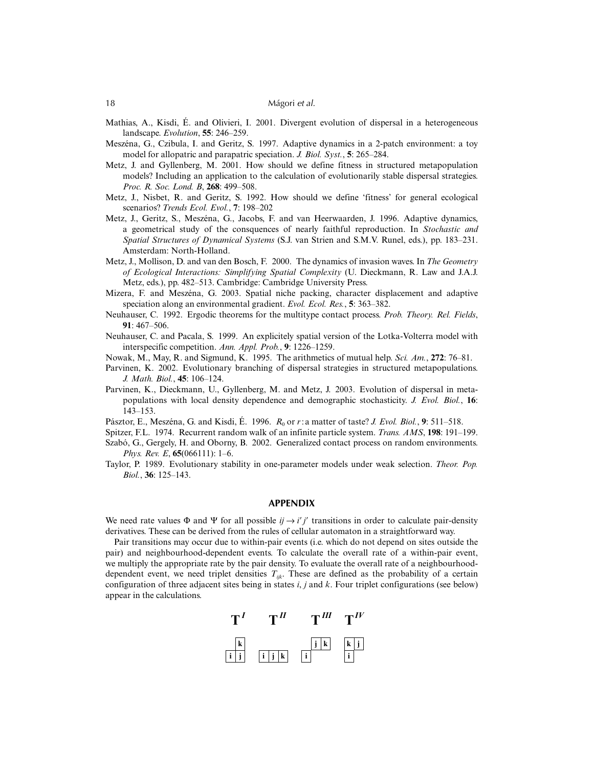Mathias, A., Kisdi, É. and Olivieri, I. 2001. Divergent evolution of dispersal in a heterogeneous landscape. *Evolution*, **55**: 246–259.

Meszéna, G., Czibula, I. and Geritz, S. 1997. Adaptive dynamics in a 2-patch environment: a toy model for allopatric and parapatric speciation. *J. Biol. Syst.*, **5**: 265–284.

Metz, J. and Gyllenberg, M. 2001. How should we define fitness in structured metapopulation models? Including an application to the calculation of evolutionarily stable dispersal strategies. *Proc. R. Soc. Lond. B*, **268**: 499–508.

Metz, J., Nisbet, R. and Geritz, S. 1992. How should we define 'fitness' for general ecological scenarios? *Trends Ecol. Evol.*, **7**: 198–202

Metz, J., Geritz, S., Meszéna, G., Jacobs, F. and van Heerwaarden, J. 1996. Adaptive dynamics, a geometrical study of the consquences of nearly faithful reproduction. In *Stochastic and Spatial Structures of Dynamical Systems* (S.J. van Strien and S.M.V. Runel, eds.), pp. 183–231. Amsterdam: North-Holland.

Metz, J., Mollison, D. and van den Bosch, F. 2000. The dynamics of invasion waves. In *The Geometry of Ecological Interactions: Simplifying Spatial Complexity* (U. Dieckmann, R. Law and J.A.J. Metz, eds.), pp. 482–513. Cambridge: Cambridge University Press.

Mizera, F. and Meszéna, G. 2003. Spatial niche packing, character displacement and adaptive speciation along an environmental gradient. *Evol. Ecol. Res.*, **5**: 363–382.

Neuhauser, C. 1992. Ergodic theorems for the multitype contact process. *Prob. Theory. Rel. Fields*, **91**: 467–506.

Neuhauser, C. and Pacala, S. 1999. An explicitely spatial version of the Lotka-Volterra model with interspecific competition. *Ann. Appl. Prob.*, **9**: 1226–1259.

Nowak, M., May, R. and Sigmund, K. 1995. The arithmetics of mutual help. *Sci. Am.*, **272**: 76–81.

Parvinen, K. 2002. Evolutionary branching of dispersal strategies in structured metapopulations. *J. Math. Biol.*, **45**: 106–124.

Parvinen, K., Dieckmann, U., Gyllenberg, M. and Metz, J. 2003. Evolution of dispersal in metapopulations with local density dependence and demographic stochasticity. *J. Evol. Biol.*, **16**: 143–153.

Pásztor, E., Meszéna, G. and Kisdi, É. 1996. $R_0$ or $r$: a matter of taste? *J. Evol. Biol.*, **9**: 511–518.

Spitzer, F.L. 1974. Recurrent random walk of an infinite particle system. *Trans. AMS*, **198**: 191–199.

Szabó, G., Gergely, H. and Oborny, B. 2002. Generalized contact process on random environments. *Phys. Rev. E*, **65**(066111): 1–6.

Taylor, P. 1989. Evolutionary stability in one-parameter models under weak selection. *Theor. Pop. Biol.*, **36**: 125–143.

## APPENDIX

We need rate values $\Phi$ and $\Psi$ for all possible $ij \rightarrow i'j'$ transitions in order to calculate pair-density derivatives. These can be derived from the rules of cellular automaton in a straightforward way.

Pair transitions may occur due to within-pair events (i.e. which do not depend on sites outside the pair) and neighbourhood-dependent events. To calculate the overall rate of a within-pair event, we multiply the appropriate rate by the pair density. To evaluate the overall rate of a neighbourhood-dependent event, we need triplet densities $T_{ijk}$. These are defined as the probability of a certain configuration of three adjacent sites being in states $i$, $j$ and $k$. Four triplet configurations (see below) appear in the calculations.

$\mathbf{T}^{I}$ $\mathbf{T}^{II}$ $\mathbf{T}^{III}$ $\mathbf{T}^{IV}$

| | k |
|---|---|
| i | j |

| i | j | k |
|---|---|---|

| | j | k |
|---|---|---|
| i | | |

| k | j |
|---|---|
| i | |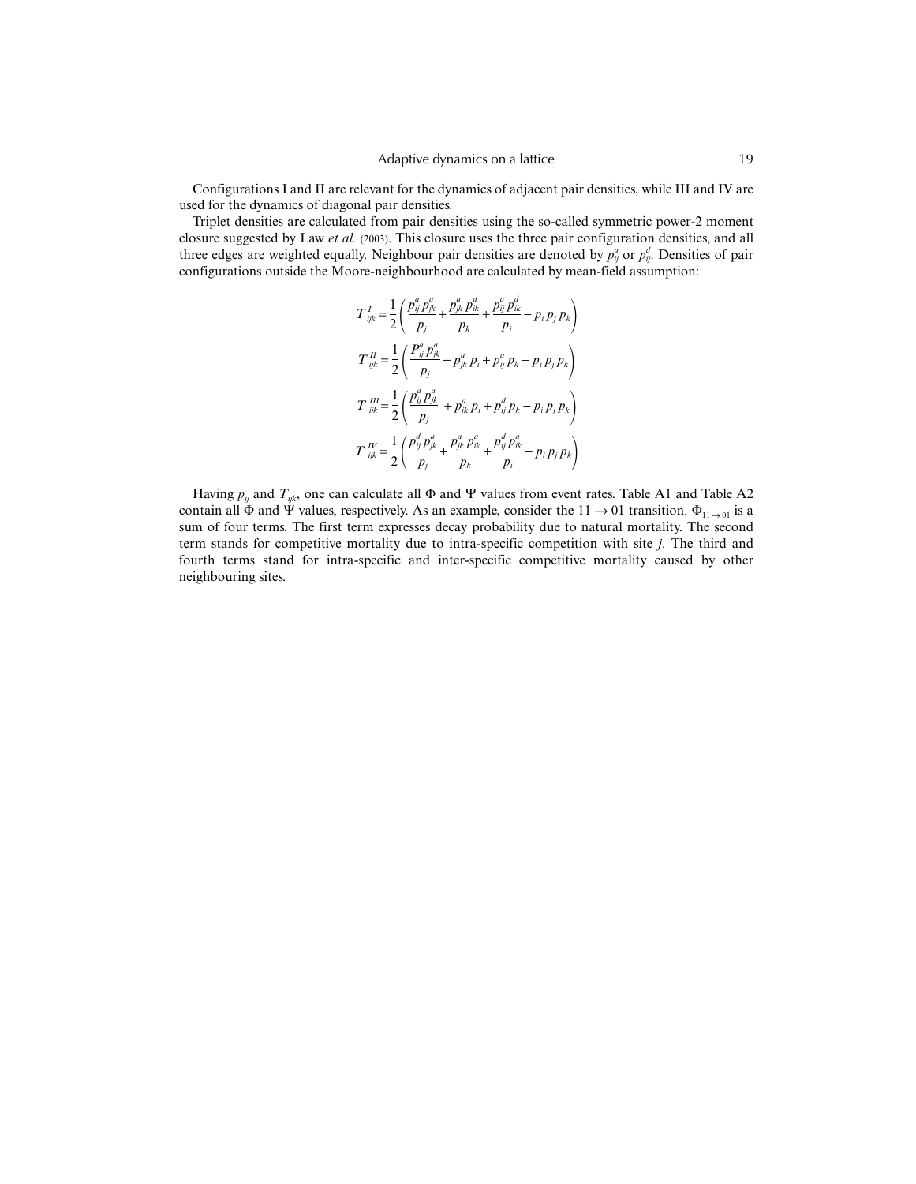Configurations I and II are relevant for the dynamics of adjacent pair densities, while III and IV are used for the dynamics of diagonal pair densities.

Triplet densities are calculated from pair densities using the so-called symmetric power-2 moment closure suggested by Law *et al.* (2003). This closure uses the three pair configuration densities, and all three edges are weighted equally. Neighbour pair densities are denoted by $p_{ij}^a$ or $p_{ij}^d$. Densities of pair configurations outside the Moore-neighbourhood are calculated by mean-field assumption:

$$T_{ijk}^{I} = \frac{1}{2}\left(\frac{p_{ij}^a p_{jk}^a}{p_j} + \frac{p_{jk}^a p_{ik}^d}{p_k} + \frac{p_{ij}^a p_{ik}^d}{p_i} - p_i p_j p_k\right)$$

$$T_{ijk}^{II} = \frac{1}{2}\left(\frac{P_{ij}^a p_{jk}^a}{p_j} + p_{jk}^a p_i + p_{ij}^a p_k - p_i p_j p_k\right)$$

$$T_{ijk}^{III} = \frac{1}{2}\left(\frac{p_{ij}^d p_{jk}^a}{p_j} + p_{jk}^a p_i + p_{ij}^d p_k - p_i p_j p_k\right)$$

$$T_{ijk}^{IV} = \frac{1}{2}\left(\frac{p_{ij}^d p_{jk}^a}{p_j} + \frac{p_{jk}^a p_{ik}^a}{p_k} + \frac{p_{ij}^d p_{ik}^a}{p_i} - p_i p_j p_k\right)$$

Having $p_{ij}$ and $T_{ijk}$, one can calculate all $\Phi$ and $\Psi$ values from event rates. Table A1 and Table A2 contain all $\Phi$ and $\Psi$ values, respectively. As an example, consider the $11 \rightarrow 01$ transition. $\Phi_{11 \rightarrow 01}$ is a sum of four terms. The first term expresses decay probability due to natural mortality. The second term stands for competitive mortality due to intra-specific competition with site $j$. The third and fourth terms stand for intra-specific and inter-specific competitive mortality caused by other neighbouring sites.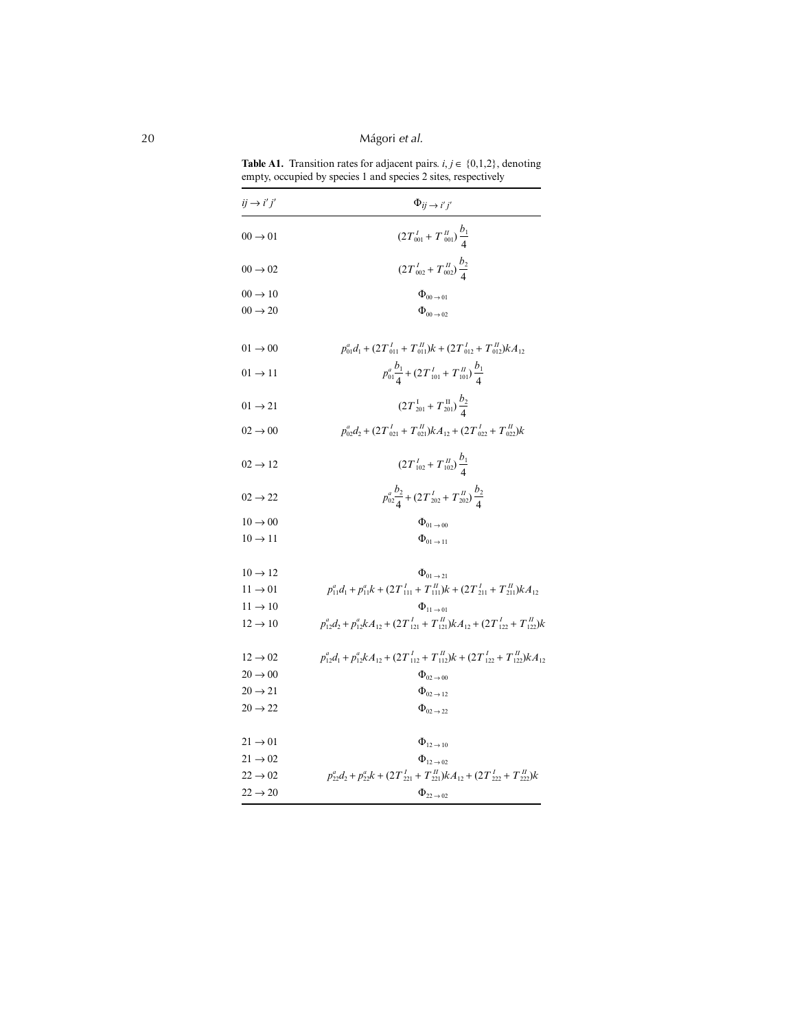**Table A1.** Transition rates for adjacent pairs. $i, j \in \{0,1,2\}$, denoting empty, occupied by species 1 and species 2 sites, respectively

| $ij \to i'j'$ | $\Phi_{ij \to i'j'}$ |
|---|---|
| $00 \to 01$ | $(2T^{I}_{001} + T^{II}_{001})\frac{b_1}{4}$ |
| $00 \to 02$ | $(2T^{I}_{002} + T^{II}_{002})\frac{b_2}{4}$ |
| $00 \to 10$ | $\Phi_{00 \to 01}$ |
| $00 \to 20$ | $\Phi_{00 \to 02}$ |
| $01 \to 00$ | $p^{a}_{01}d_1 + (2T^{I}_{011} + T^{II}_{011})k + (2T^{I}_{012} + T^{II}_{012})kA_{12}$ |
| $01 \to 11$ | $p^{a}_{01}\frac{b_1}{4} + (2T^{I}_{101} + T^{II}_{101})\frac{b_1}{4}$ |
| $01 \to 21$ | $(2T^{1}_{201} + T^{\mathrm{II}}_{201})\frac{b_2}{4}$ |
| $02 \to 00$ | $p^{a}_{02}d_2 + (2T^{I}_{021} + T^{II}_{021})kA_{12} + (2T^{I}_{022} + T^{II}_{022})k$ |
| $02 \to 12$ | $(2T^{I}_{102} + T^{II}_{102})\frac{b_1}{4}$ |
| $02 \to 22$ | $p^{a}_{02}\frac{b_2}{4} + (2T^{I}_{202} + T^{II}_{202})\frac{b_2}{4}$ |
| $10 \to 00$ | $\Phi_{01 \to 00}$ |
| $10 \to 11$ | $\Phi_{01 \to 11}$ |
| $10 \to 12$ | $\Phi_{01 \to 21}$ |
| $11 \to 01$ | $p^{a}_{11}d_1 + p^{a}_{11}k + (2T^{I}_{111} + T^{II}_{111})k + (2T^{I}_{211} + T^{II}_{211})kA_{12}$ |
| $11 \to 10$ | $\Phi_{11 \to 01}$ |
| $12 \to 10$ | $p^{a}_{12}d_2 + p^{a}_{12}kA_{12} + (2T^{I}_{121} + T^{II}_{121})kA_{12} + (2T^{I}_{122} + T^{II}_{122})k$ |
| $12 \to 02$ | $p^{a}_{12}d_1 + p^{a}_{12}kA_{12} + (2T^{I}_{112} + T^{II}_{112})k + (2T^{I}_{122} + T^{II}_{122})kA_{12}$ |
| $20 \to 00$ | $\Phi_{02 \to 00}$ |
| $20 \to 21$ | $\Phi_{02 \to 12}$ |
| $20 \to 22$ | $\Phi_{02 \to 22}$ |
| $21 \to 01$ | $\Phi_{12 \to 10}$ |
| $21 \to 02$ | $\Phi_{12 \to 02}$ |
| $22 \to 02$ | $p^{a}_{22}d_2 + p^{a}_{22}k + (2T^{I}_{221} + T^{II}_{221})kA_{12} + (2T^{I}_{222} + T^{II}_{222})k$ |
| $22 \to 20$ | $\Phi_{22 \to 02}$ |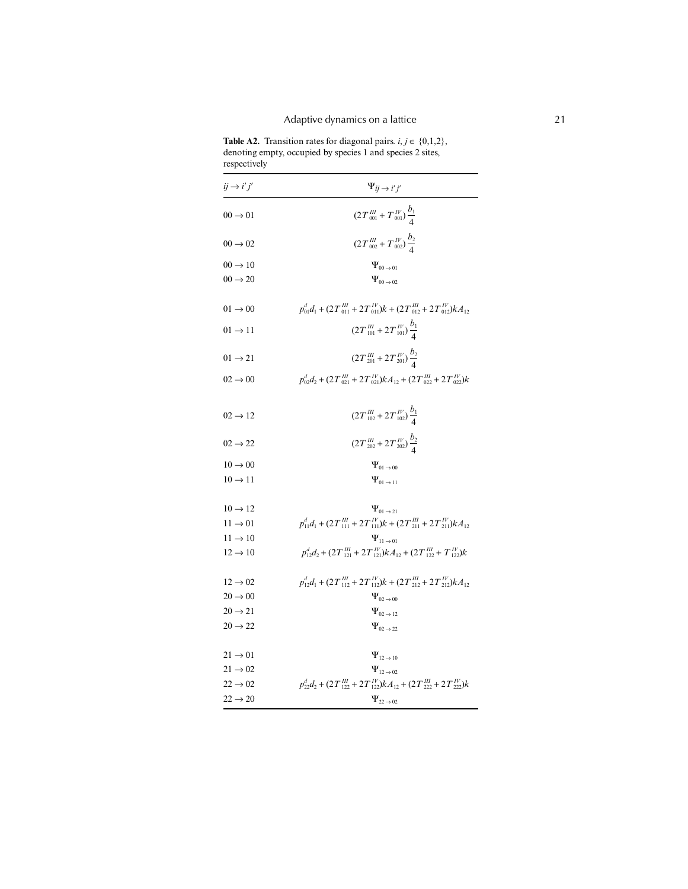**Table A2.** Transition rates for diagonal pairs. $i, j \in \{0,1,2\}$, denoting empty, occupied by species 1 and species 2 sites, respectively

| $ij \to i'j'$ | $\Psi_{ij \to i'j'}$ |
|---|---|
| $00 \to 01$ | $(2T^{III}_{001} + T^{IV}_{001})\dfrac{b_1}{4}$ |
| $00 \to 02$ | $(2T^{III}_{002} + T^{IV}_{002})\dfrac{b_2}{4}$ |
| $00 \to 10$ | $\Psi_{00 \to 01}$ |
| $00 \to 20$ | $\Psi_{00 \to 02}$ |
| $01 \to 00$ | $p^d_{01}d_1 + (2T^{III}_{011} + 2T^{IV}_{011})k + (2T^{III}_{012} + 2T^{IV}_{012})kA_{12}$ |
| $01 \to 11$ | $(2T^{III}_{101} + 2T^{IV}_{101})\dfrac{b_1}{4}$ |
| $01 \to 21$ | $(2T^{III}_{201} + 2T^{IV}_{201})\dfrac{b_2}{4}$ |
| $02 \to 00$ | $p^d_{02}d_2 + (2T^{III}_{021} + 2T^{IV}_{021})kA_{12} + (2T^{III}_{022} + 2T^{IV}_{022})k$ |
| $02 \to 12$ | $(2T^{III}_{102} + 2T^{IV}_{102})\dfrac{b_1}{4}$ |
| $02 \to 22$ | $(2T^{III}_{202} + 2T^{IV}_{202})\dfrac{b_2}{4}$ |
| $10 \to 00$ | $\Psi_{01 \to 00}$ |
| $10 \to 11$ | $\Psi_{01 \to 11}$ |
| $10 \to 12$ | $\Psi_{01 \to 21}$ |
| $11 \to 01$ | $p^d_{11}d_1 + (2T^{III}_{111} + 2T^{IV}_{111})k + (2T^{III}_{211} + 2T^{IV}_{211})kA_{12}$ |
| $11 \to 10$ | $\Psi_{11 \to 01}$ |
| $12 \to 10$ | $p^d_{12}d_2 + (2T^{III}_{121} + 2T^{IV}_{121})kA_{12} + (2T^{III}_{122} + T^{IV}_{122})k$ |
| $12 \to 02$ | $p^d_{12}d_1 + (2T^{III}_{112} + 2T^{IV}_{112})k + (2T^{III}_{212} + 2T^{IV}_{212})kA_{12}$ |
| $20 \to 00$ | $\Psi_{02 \to 00}$ |
| $20 \to 21$ | $\Psi_{02 \to 12}$ |
| $20 \to 22$ | $\Psi_{02 \to 22}$ |
| $21 \to 01$ | $\Psi_{12 \to 10}$ |
| $21 \to 02$ | $\Psi_{12 \to 02}$ |
| $22 \to 02$ | $p^d_{22}d_2 + (2T^{III}_{122} + 2T^{IV}_{122})kA_{12} + (2T^{III}_{222} + 2T^{IV}_{222})k$ |
| $22 \to 20$ | $\Psi_{22 \to 02}$ |